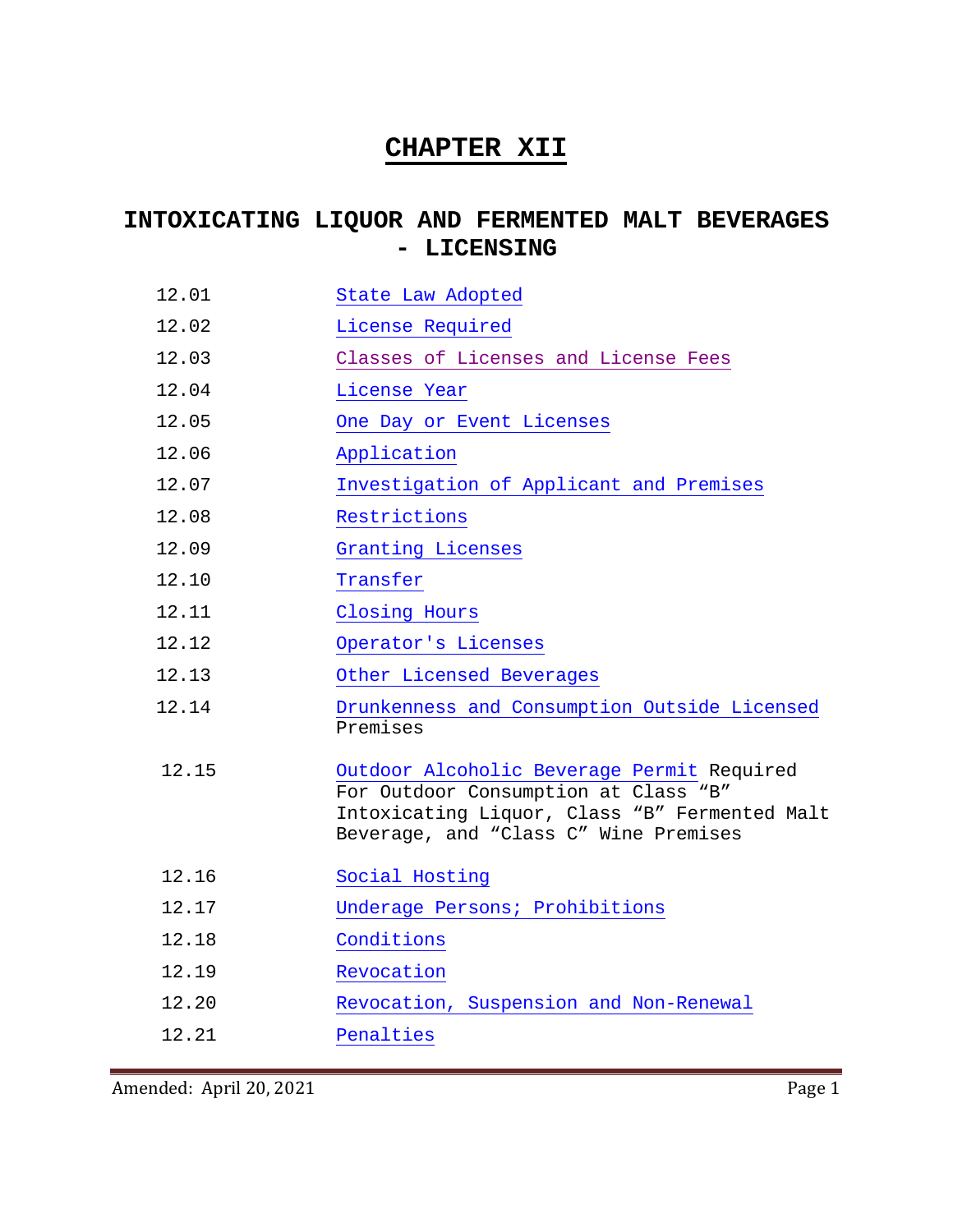# CHAPTER XII

## INTOXICATING LIQUOR AND FERMENTED MALT BEVERAGES - LICENSING

| | |
|---|---|
| 12.01 | State Law Adopted |
| 12.02 | License Required |
| 12.03 | Classes of Licenses and License Fees |
| 12.04 | License Year |
| 12.05 | One Day or Event Licenses |
| 12.06 | Application |
| 12.07 | Investigation of Applicant and Premises |
| 12.08 | Restrictions |
| 12.09 | Granting Licenses |
| 12.10 | Transfer |
| 12.11 | Closing Hours |
| 12.12 | Operator's Licenses |
| 12.13 | Other Licensed Beverages |
| 12.14 | Drunkenness and Consumption Outside Licensed Premises |
| 12.15 | Outdoor Alcoholic Beverage Permit Required For Outdoor Consumption at Class "B" Intoxicating Liquor, Class "B" Fermented Malt Beverage, and "Class C" Wine Premises |
| 12.16 | Social Hosting |
| 12.17 | Underage Persons; Prohibitions |
| 12.18 | Conditions |
| 12.19 | Revocation |
| 12.20 | Revocation, Suspension and Non-Renewal |
| 12.21 | Penalties |

Amended: April 20, 2021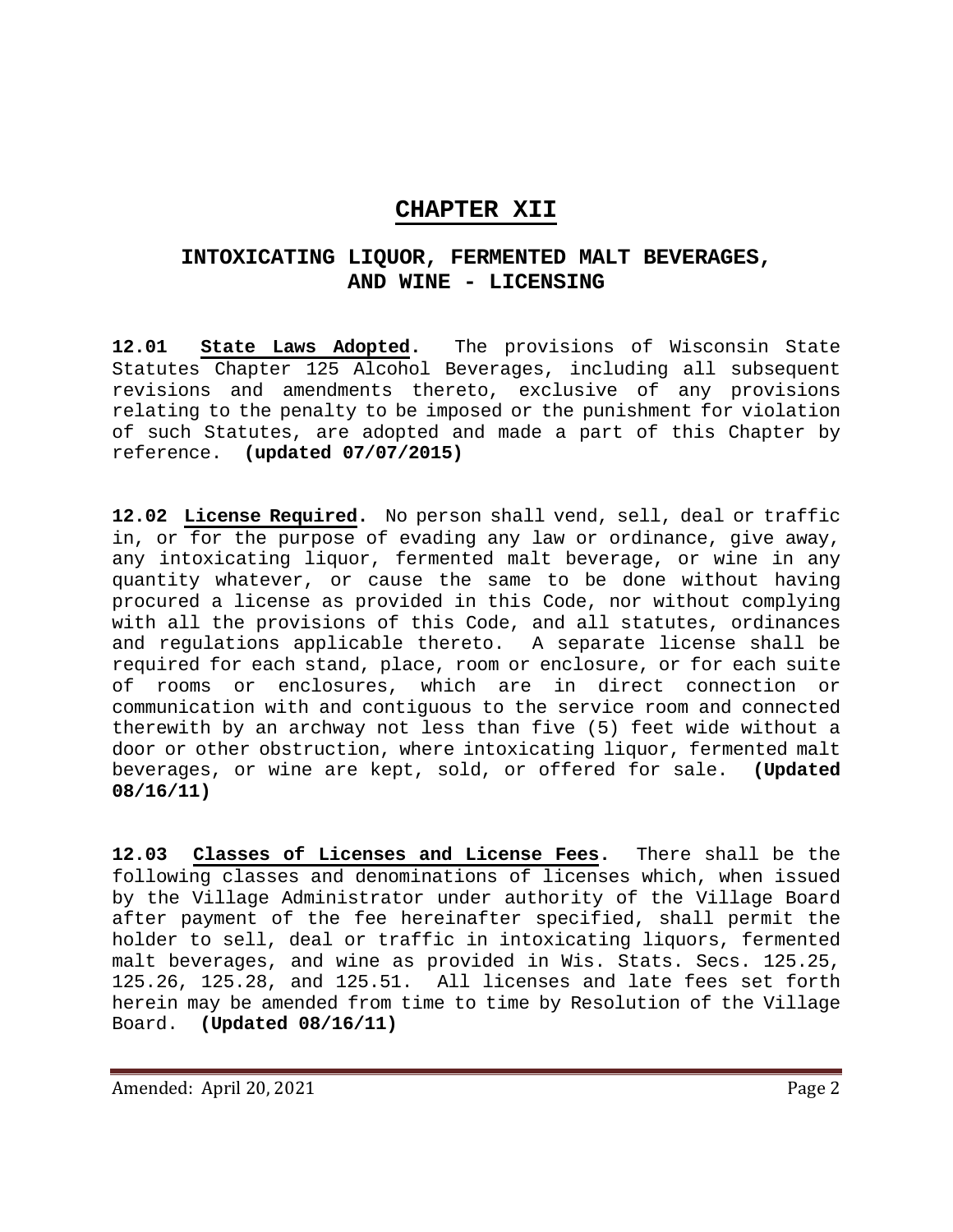# CHAPTER XII

## INTOXICATING LIQUOR, FERMENTED MALT BEVERAGES, AND WINE - LICENSING

**12.01 State Laws Adopted.** The provisions of Wisconsin State Statutes Chapter 125 Alcohol Beverages, including all subsequent revisions and amendments thereto, exclusive of any provisions relating to the penalty to be imposed or the punishment for violation of such Statutes, are adopted and made a part of this Chapter by reference. **(updated 07/07/2015)**

**12.02 License Required.** No person shall vend, sell, deal or traffic in, or for the purpose of evading any law or ordinance, give away, any intoxicating liquor, fermented malt beverage, or wine in any quantity whatever, or cause the same to be done without having procured a license as provided in this Code, nor without complying with all the provisions of this Code, and all statutes, ordinances and regulations applicable thereto. A separate license shall be required for each stand, place, room or enclosure, or for each suite of rooms or enclosures, which are in direct connection or communication with and contiguous to the service room and connected therewith by an archway not less than five (5) feet wide without a door or other obstruction, where intoxicating liquor, fermented malt beverages, or wine are kept, sold, or offered for sale. **(Updated 08/16/11)**

**12.03 Classes of Licenses and License Fees.** There shall be the following classes and denominations of licenses which, when issued by the Village Administrator under authority of the Village Board after payment of the fee hereinafter specified, shall permit the holder to sell, deal or traffic in intoxicating liquors, fermented malt beverages, and wine as provided in Wis. Stats. Secs. 125.25, 125.26, 125.28, and 125.51. All licenses and late fees set forth herein may be amended from time to time by Resolution of the Village Board. **(Updated 08/16/11)**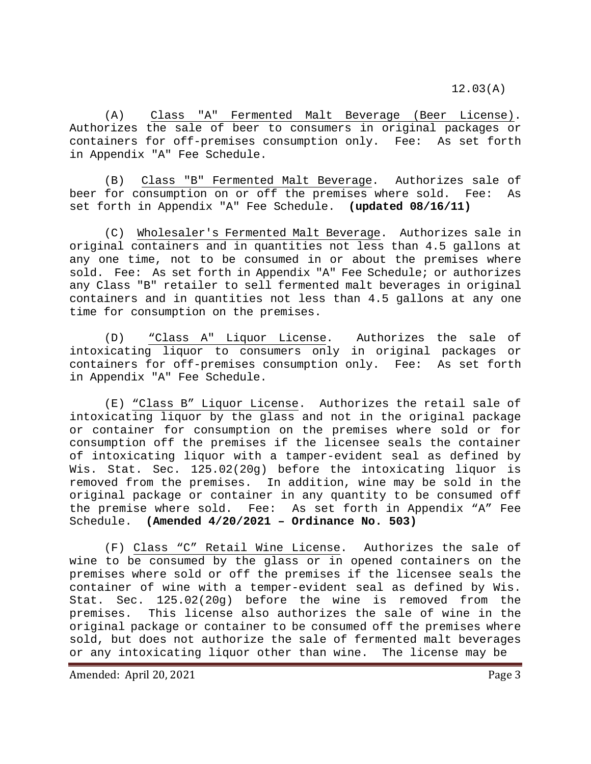(A) Class "A" Fermented Malt Beverage (Beer License). Authorizes the sale of beer to consumers in original packages or containers for off-premises consumption only. Fee: As set forth in Appendix "A" Fee Schedule.

(B) Class "B" Fermented Malt Beverage. Authorizes sale of beer for consumption on or off the premises where sold. Fee: As set forth in Appendix "A" Fee Schedule. **(updated 08/16/11)**

(C) Wholesaler's Fermented Malt Beverage. Authorizes sale in original containers and in quantities not less than 4.5 gallons at any one time, not to be consumed in or about the premises where sold. Fee: As set forth in Appendix "A" Fee Schedule; or authorizes any Class "B" retailer to sell fermented malt beverages in original containers and in quantities not less than 4.5 gallons at any one time for consumption on the premises.

(D) "Class A" Liquor License. Authorizes the sale of intoxicating liquor to consumers only in original packages or containers for off-premises consumption only. Fee: As set forth in Appendix "A" Fee Schedule.

(E) "Class B" Liquor License. Authorizes the retail sale of intoxicating liquor by the glass and not in the original package or container for consumption on the premises where sold or for consumption off the premises if the licensee seals the container of intoxicating liquor with a tamper-evident seal as defined by Wis. Stat. Sec. 125.02(20g) before the intoxicating liquor is removed from the premises. In addition, wine may be sold in the original package or container in any quantity to be consumed off the premise where sold. Fee: As set forth in Appendix "A" Fee Schedule. **(Amended 4/20/2021 – Ordinance No. 503)**

(F) Class "C" Retail Wine License. Authorizes the sale of wine to be consumed by the glass or in opened containers on the premises where sold or off the premises if the licensee seals the container of wine with a temper-evident seal as defined by Wis. Stat. Sec. 125.02(20g) before the wine is removed from the premises. This license also authorizes the sale of wine in the original package or container to be consumed off the premises where sold, but does not authorize the sale of fermented malt beverages or any intoxicating liquor other than wine. The license may be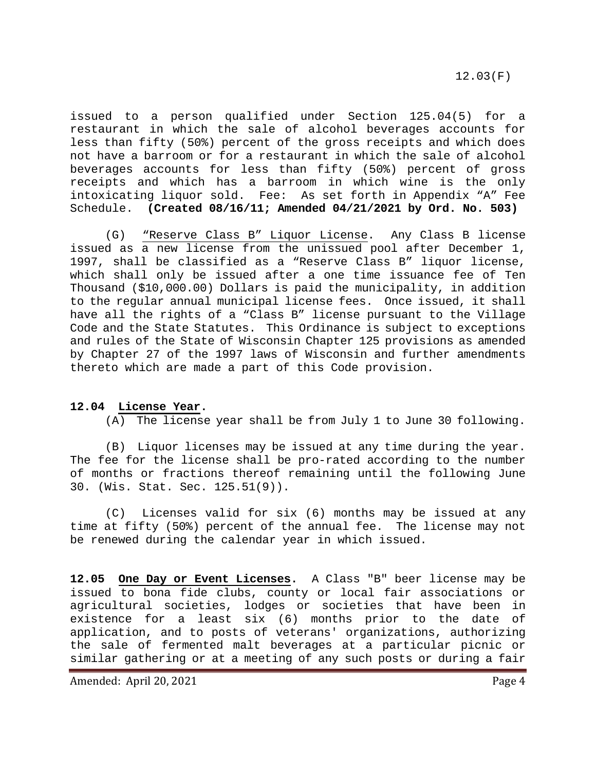issued to a person qualified under Section 125.04(5) for a restaurant in which the sale of alcohol beverages accounts for less than fifty (50%) percent of the gross receipts and which does not have a barroom or for a restaurant in which the sale of alcohol beverages accounts for less than fifty (50%) percent of gross receipts and which has a barroom in which wine is the only intoxicating liquor sold. Fee: As set forth in Appendix "A" Fee Schedule. **(Created 08/16/11; Amended 04/21/2021 by Ord. No. 503)**

(G) "Reserve Class B" Liquor License. Any Class B license issued as a new license from the unissued pool after December 1, 1997, shall be classified as a "Reserve Class B" liquor license, which shall only be issued after a one time issuance fee of Ten Thousand ($10,000.00) Dollars is paid the municipality, in addition to the regular annual municipal license fees. Once issued, it shall have all the rights of a "Class B" license pursuant to the Village Code and the State Statutes. This Ordinance is subject to exceptions and rules of the State of Wisconsin Chapter 125 provisions as amended by Chapter 27 of the 1997 laws of Wisconsin and further amendments thereto which are made a part of this Code provision.

**12.04 License Year.**

(A) The license year shall be from July 1 to June 30 following.

(B) Liquor licenses may be issued at any time during the year. The fee for the license shall be pro-rated according to the number of months or fractions thereof remaining until the following June 30. (Wis. Stat. Sec. 125.51(9)).

(C) Licenses valid for six (6) months may be issued at any time at fifty (50%) percent of the annual fee. The license may not be renewed during the calendar year in which issued.

**12.05 One Day or Event Licenses.** A Class "B" beer license may be issued to bona fide clubs, county or local fair associations or agricultural societies, lodges or societies that have been in existence for a least six (6) months prior to the date of application, and to posts of veterans' organizations, authorizing the sale of fermented malt beverages at a particular picnic or similar gathering or at a meeting of any such posts or during a fair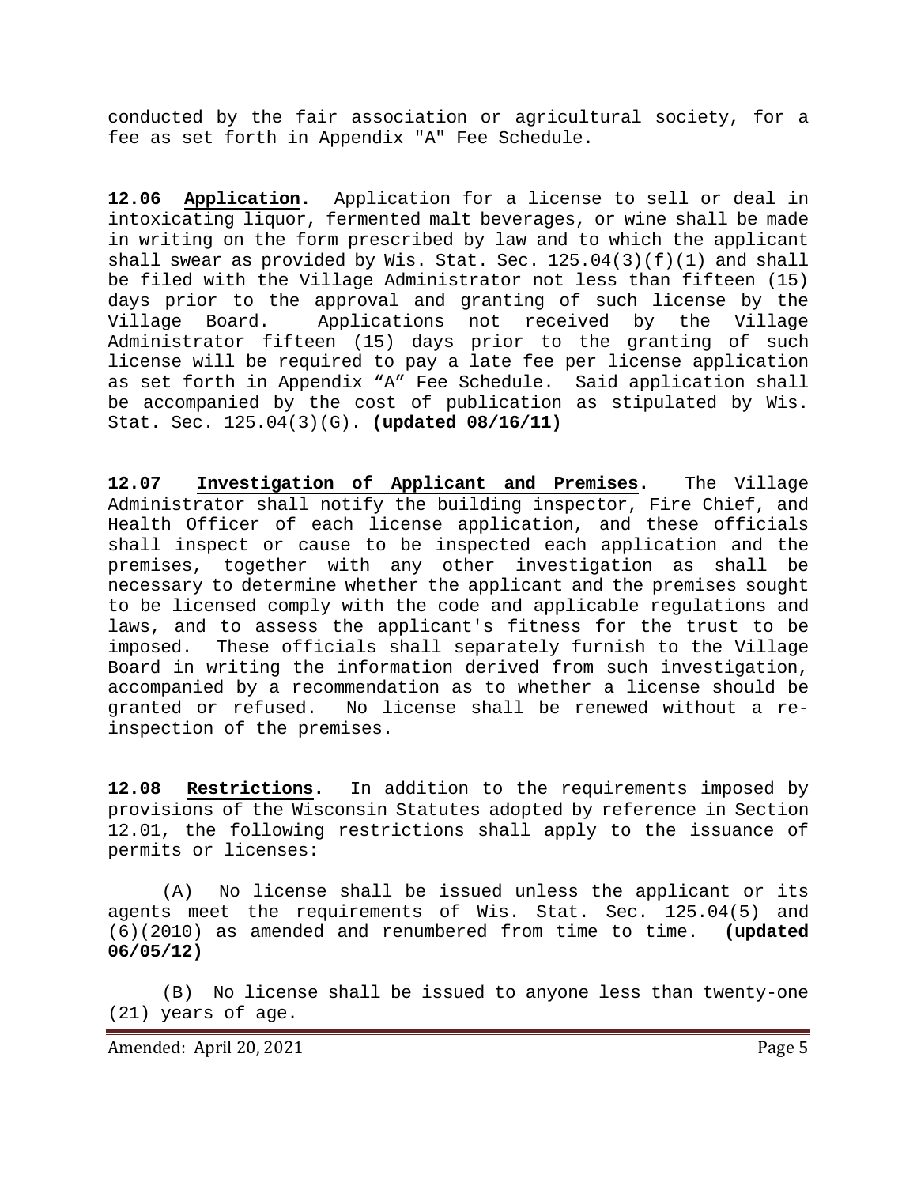conducted by the fair association or agricultural society, for a fee as set forth in Appendix "A" Fee Schedule.

**12.06** **Application.** Application for a license to sell or deal in intoxicating liquor, fermented malt beverages, or wine shall be made in writing on the form prescribed by law and to which the applicant shall swear as provided by Wis. Stat. Sec. 125.04(3)(f)(1) and shall be filed with the Village Administrator not less than fifteen (15) days prior to the approval and granting of such license by the Village Board. Applications not received by the Village Administrator fifteen (15) days prior to the granting of such license will be required to pay a late fee per license application as set forth in Appendix "A" Fee Schedule. Said application shall be accompanied by the cost of publication as stipulated by Wis. Stat. Sec. 125.04(3)(G). **(updated 08/16/11)**

**12.07** **Investigation of Applicant and Premises.** The Village Administrator shall notify the building inspector, Fire Chief, and Health Officer of each license application, and these officials shall inspect or cause to be inspected each application and the premises, together with any other investigation as shall be necessary to determine whether the applicant and the premises sought to be licensed comply with the code and applicable regulations and laws, and to assess the applicant's fitness for the trust to be imposed. These officials shall separately furnish to the Village Board in writing the information derived from such investigation, accompanied by a recommendation as to whether a license should be granted or refused. No license shall be renewed without a re-inspection of the premises.

**12.08** **Restrictions.** In addition to the requirements imposed by provisions of the Wisconsin Statutes adopted by reference in Section 12.01, the following restrictions shall apply to the issuance of permits or licenses:

(A) No license shall be issued unless the applicant or its agents meet the requirements of Wis. Stat. Sec. 125.04(5) and (6)(2010) as amended and renumbered from time to time. **(updated 06/05/12)**

(B) No license shall be issued to anyone less than twenty-one (21) years of age.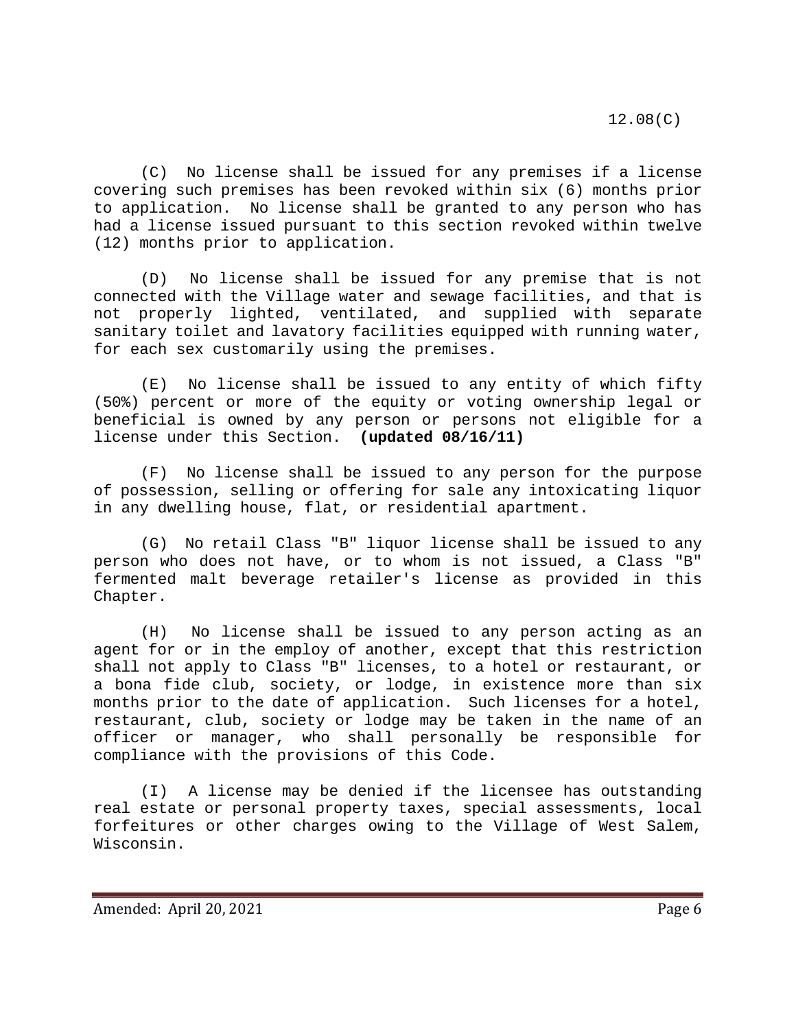(C) No license shall be issued for any premises if a license covering such premises has been revoked within six (6) months prior to application. No license shall be granted to any person who has had a license issued pursuant to this section revoked within twelve (12) months prior to application.

(D) No license shall be issued for any premise that is not connected with the Village water and sewage facilities, and that is not properly lighted, ventilated, and supplied with separate sanitary toilet and lavatory facilities equipped with running water, for each sex customarily using the premises.

(E) No license shall be issued to any entity of which fifty (50%) percent or more of the equity or voting ownership legal or beneficial is owned by any person or persons not eligible for a license under this Section. **(updated 08/16/11)**

(F) No license shall be issued to any person for the purpose of possession, selling or offering for sale any intoxicating liquor in any dwelling house, flat, or residential apartment.

(G) No retail Class "B" liquor license shall be issued to any person who does not have, or to whom is not issued, a Class "B" fermented malt beverage retailer's license as provided in this Chapter.

(H) No license shall be issued to any person acting as an agent for or in the employ of another, except that this restriction shall not apply to Class "B" licenses, to a hotel or restaurant, or a bona fide club, society, or lodge, in existence more than six months prior to the date of application. Such licenses for a hotel, restaurant, club, society or lodge may be taken in the name of an officer or manager, who shall personally be responsible for compliance with the provisions of this Code.

(I) A license may be denied if the licensee has outstanding real estate or personal property taxes, special assessments, local forfeitures or other charges owing to the Village of West Salem, Wisconsin.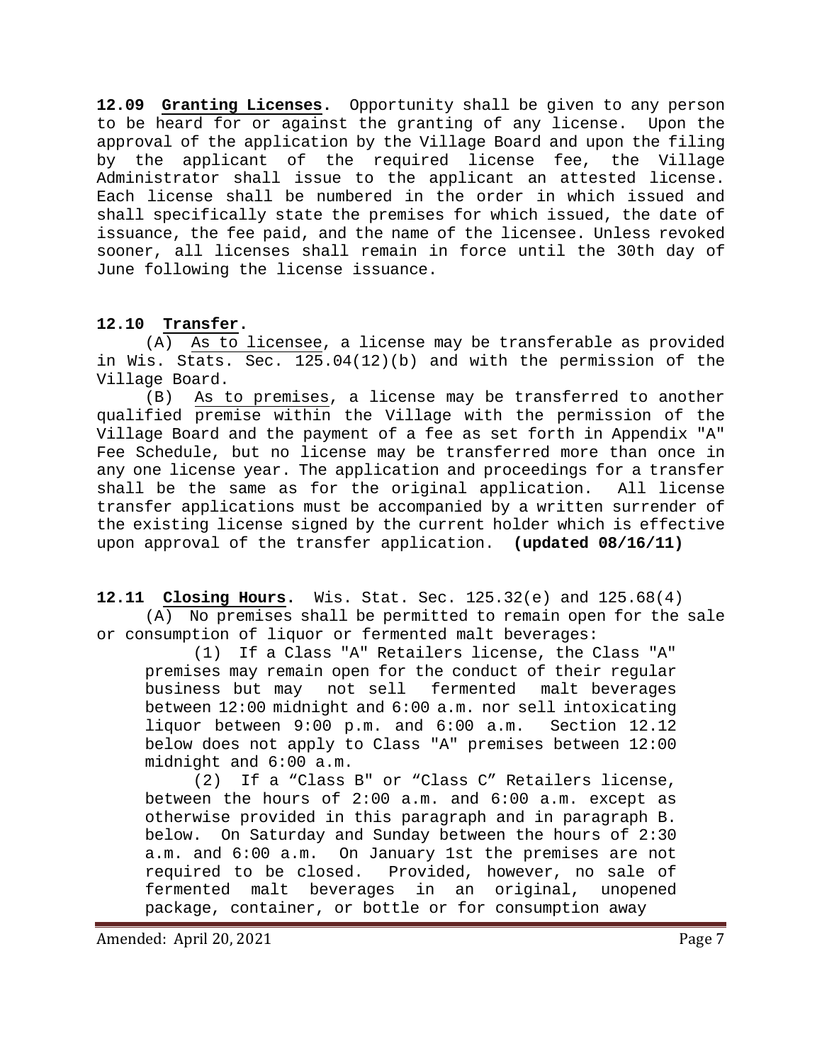**12.09 Granting Licenses.** Opportunity shall be given to any person to be heard for or against the granting of any license. Upon the approval of the application by the Village Board and upon the filing by the applicant of the required license fee, the Village Administrator shall issue to the applicant an attested license. Each license shall be numbered in the order in which issued and shall specifically state the premises for which issued, the date of issuance, the fee paid, and the name of the licensee. Unless revoked sooner, all licenses shall remain in force until the 30th day of June following the license issuance.

**12.10 Transfer.**

(A) As to licensee, a license may be transferable as provided in Wis. Stats. Sec. 125.04(12)(b) and with the permission of the Village Board.

(B) As to premises, a license may be transferred to another qualified premise within the Village with the permission of the Village Board and the payment of a fee as set forth in Appendix "A" Fee Schedule, but no license may be transferred more than once in any one license year. The application and proceedings for a transfer shall be the same as for the original application. All license transfer applications must be accompanied by a written surrender of the existing license signed by the current holder which is effective upon approval of the transfer application. **(updated 08/16/11)**

**12.11 Closing Hours.** Wis. Stat. Sec. 125.32(e) and 125.68(4)

(A) No premises shall be permitted to remain open for the sale or consumption of liquor or fermented malt beverages:

(1) If a Class "A" Retailers license, the Class "A" premises may remain open for the conduct of their regular business but may not sell fermented malt beverages between 12:00 midnight and 6:00 a.m. nor sell intoxicating liquor between 9:00 p.m. and 6:00 a.m. Section 12.12 below does not apply to Class "A" premises between 12:00 midnight and 6:00 a.m.

(2) If a "Class B" or "Class C" Retailers license, between the hours of 2:00 a.m. and 6:00 a.m. except as otherwise provided in this paragraph and in paragraph B. below. On Saturday and Sunday between the hours of 2:30 a.m. and 6:00 a.m. On January 1st the premises are not required to be closed. Provided, however, no sale of fermented malt beverages in an original, unopened package, container, or bottle or for consumption away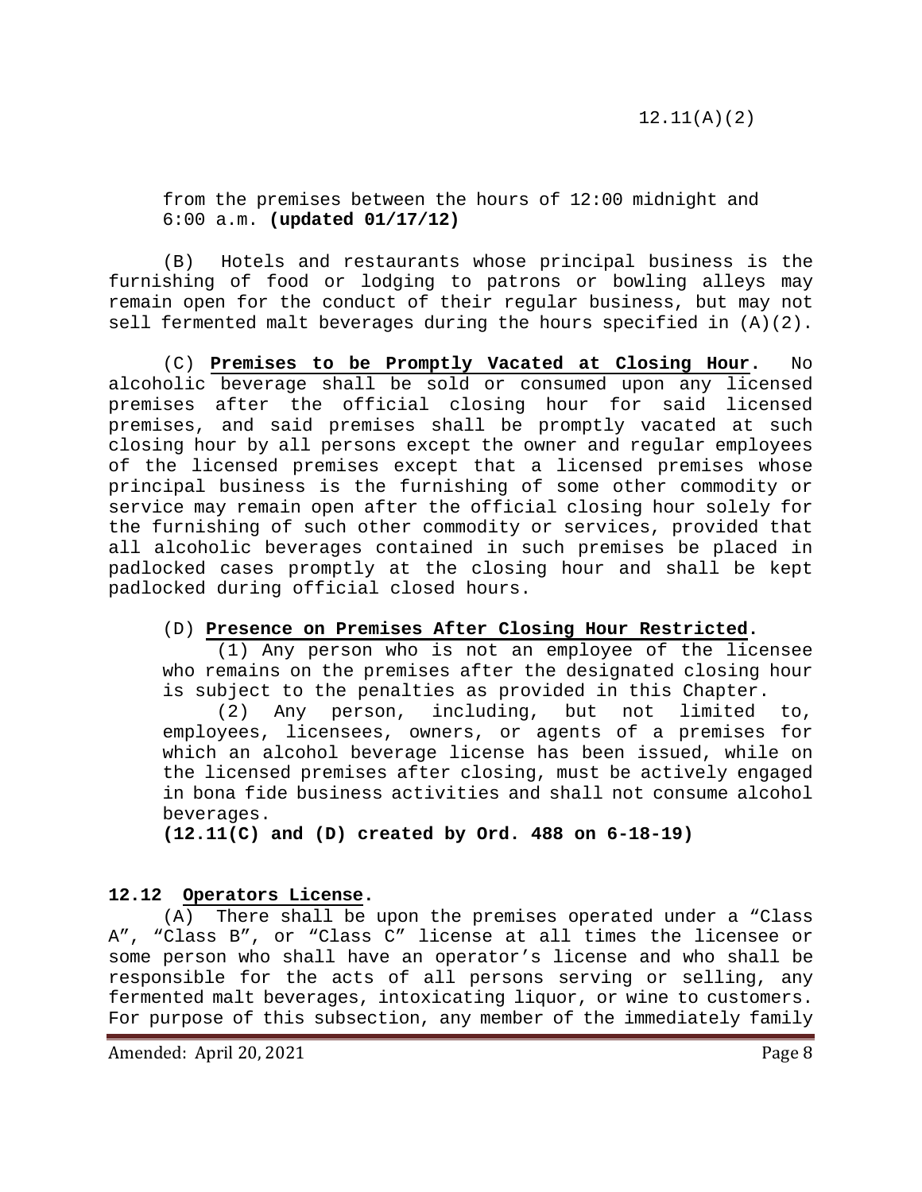from the premises between the hours of 12:00 midnight and 6:00 a.m. **(updated 01/17/12)**

(B) Hotels and restaurants whose principal business is the furnishing of food or lodging to patrons or bowling alleys may remain open for the conduct of their regular business, but may not sell fermented malt beverages during the hours specified in (A)(2).

(C) **Premises to be Promptly Vacated at Closing Hour**. No alcoholic beverage shall be sold or consumed upon any licensed premises after the official closing hour for said licensed premises, and said premises shall be promptly vacated at such closing hour by all persons except the owner and regular employees of the licensed premises except that a licensed premises whose principal business is the furnishing of some other commodity or service may remain open after the official closing hour solely for the furnishing of such other commodity or services, provided that all alcoholic beverages contained in such premises be placed in padlocked cases promptly at the closing hour and shall be kept padlocked during official closed hours.

(D) **Presence on Premises After Closing Hour Restricted**.

(1) Any person who is not an employee of the licensee who remains on the premises after the designated closing hour is subject to the penalties as provided in this Chapter.

(2) Any person, including, but not limited to, employees, licensees, owners, or agents of a premises for which an alcohol beverage license has been issued, while on the licensed premises after closing, must be actively engaged in bona fide business activities and shall not consume alcohol beverages.

**(12.11(C) and (D) created by Ord. 488 on 6-18-19)**

## 12.12 Operators License.

(A) There shall be upon the premises operated under a "Class A", "Class B", or "Class C" license at all times the licensee or some person who shall have an operator's license and who shall be responsible for the acts of all persons serving or selling, any fermented malt beverages, intoxicating liquor, or wine to customers. For purpose of this subsection, any member of the immediately family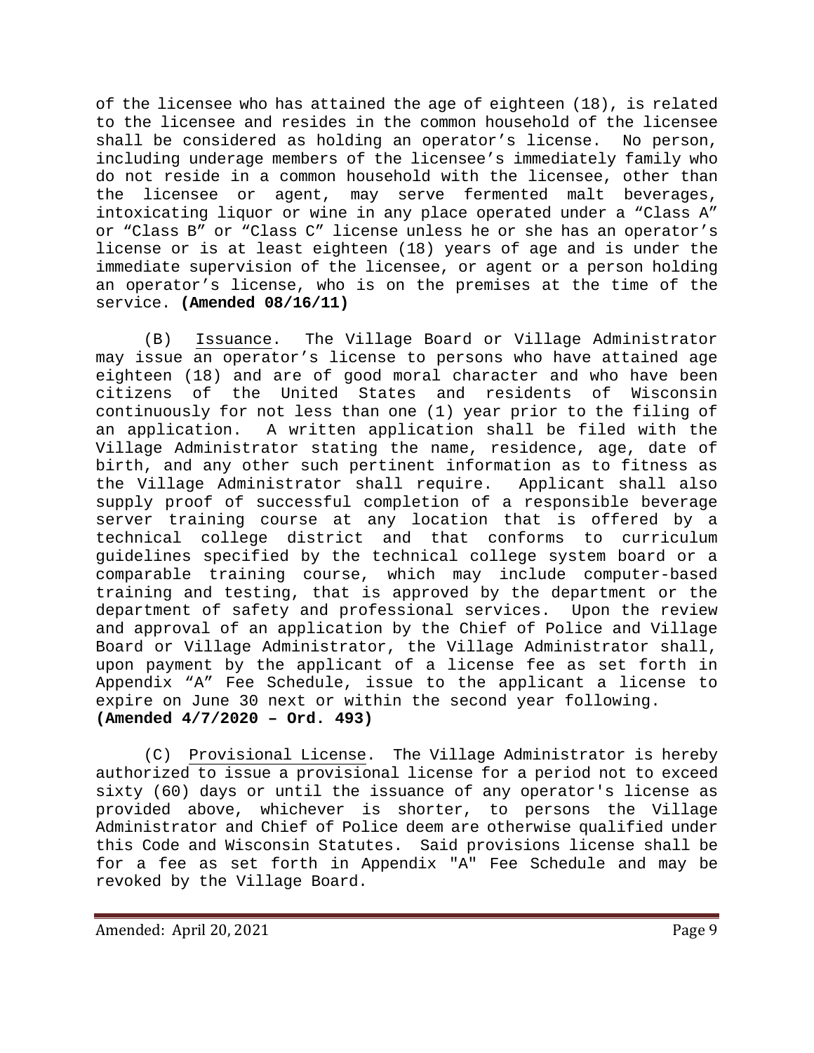of the licensee who has attained the age of eighteen (18), is related to the licensee and resides in the common household of the licensee shall be considered as holding an operator's license. No person, including underage members of the licensee's immediately family who do not reside in a common household with the licensee, other than the licensee or agent, may serve fermented malt beverages, intoxicating liquor or wine in any place operated under a "Class A" or "Class B" or "Class C" license unless he or she has an operator's license or is at least eighteen (18) years of age and is under the immediate supervision of the licensee, or agent or a person holding an operator's license, who is on the premises at the time of the service. **(Amended 08/16/11)**

(B) Issuance. The Village Board or Village Administrator may issue an operator's license to persons who have attained age eighteen (18) and are of good moral character and who have been citizens of the United States and residents of Wisconsin continuously for not less than one (1) year prior to the filing of an application. A written application shall be filed with the Village Administrator stating the name, residence, age, date of birth, and any other such pertinent information as to fitness as the Village Administrator shall require. Applicant shall also supply proof of successful completion of a responsible beverage server training course at any location that is offered by a technical college district and that conforms to curriculum guidelines specified by the technical college system board or a comparable training course, which may include computer-based training and testing, that is approved by the department or the department of safety and professional services. Upon the review and approval of an application by the Chief of Police and Village Board or Village Administrator, the Village Administrator shall, upon payment by the applicant of a license fee as set forth in Appendix "A" Fee Schedule, issue to the applicant a license to expire on June 30 next or within the second year following. **(Amended 4/7/2020 – Ord. 493)**

(C) Provisional License. The Village Administrator is hereby authorized to issue a provisional license for a period not to exceed sixty (60) days or until the issuance of any operator's license as provided above, whichever is shorter, to persons the Village Administrator and Chief of Police deem are otherwise qualified under this Code and Wisconsin Statutes. Said provisions license shall be for a fee as set forth in Appendix "A" Fee Schedule and may be revoked by the Village Board.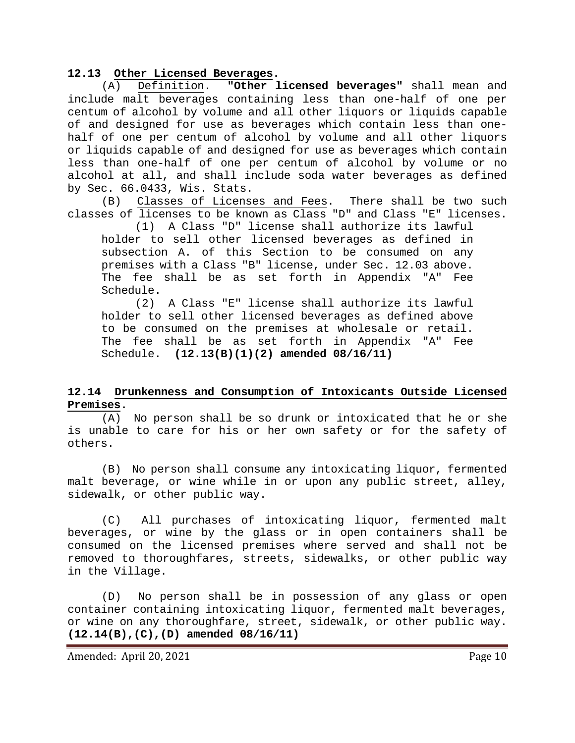## 12.13 Other Licensed Beverages.

(A) Definition. **"Other licensed beverages"** shall mean and include malt beverages containing less than one-half of one per centum of alcohol by volume and all other liquors or liquids capable of and designed for use as beverages which contain less than one-half of one per centum of alcohol by volume and all other liquors or liquids capable of and designed for use as beverages which contain less than one-half of one per centum of alcohol by volume or no alcohol at all, and shall include soda water beverages as defined by Sec. 66.0433, Wis. Stats.

(B) Classes of Licenses and Fees. There shall be two such classes of licenses to be known as Class "D" and Class "E" licenses.

(1) A Class "D" license shall authorize its lawful holder to sell other licensed beverages as defined in subsection A. of this Section to be consumed on any premises with a Class "B" license, under Sec. 12.03 above. The fee shall be as set forth in Appendix "A" Fee Schedule.

(2) A Class "E" license shall authorize its lawful holder to sell other licensed beverages as defined above to be consumed on the premises at wholesale or retail. The fee shall be as set forth in Appendix "A" Fee Schedule. **(12.13(B)(1)(2) amended 08/16/11)**

## 12.14 Drunkenness and Consumption of Intoxicants Outside Licensed Premises.

(A) No person shall be so drunk or intoxicated that he or she is unable to care for his or her own safety or for the safety of others.

(B) No person shall consume any intoxicating liquor, fermented malt beverage, or wine while in or upon any public street, alley, sidewalk, or other public way.

(C) All purchases of intoxicating liquor, fermented malt beverages, or wine by the glass or in open containers shall be consumed on the licensed premises where served and shall not be removed to thoroughfares, streets, sidewalks, or other public way in the Village.

(D) No person shall be in possession of any glass or open container containing intoxicating liquor, fermented malt beverages, or wine on any thoroughfare, street, sidewalk, or other public way. **(12.14(B),(C),(D) amended 08/16/11)**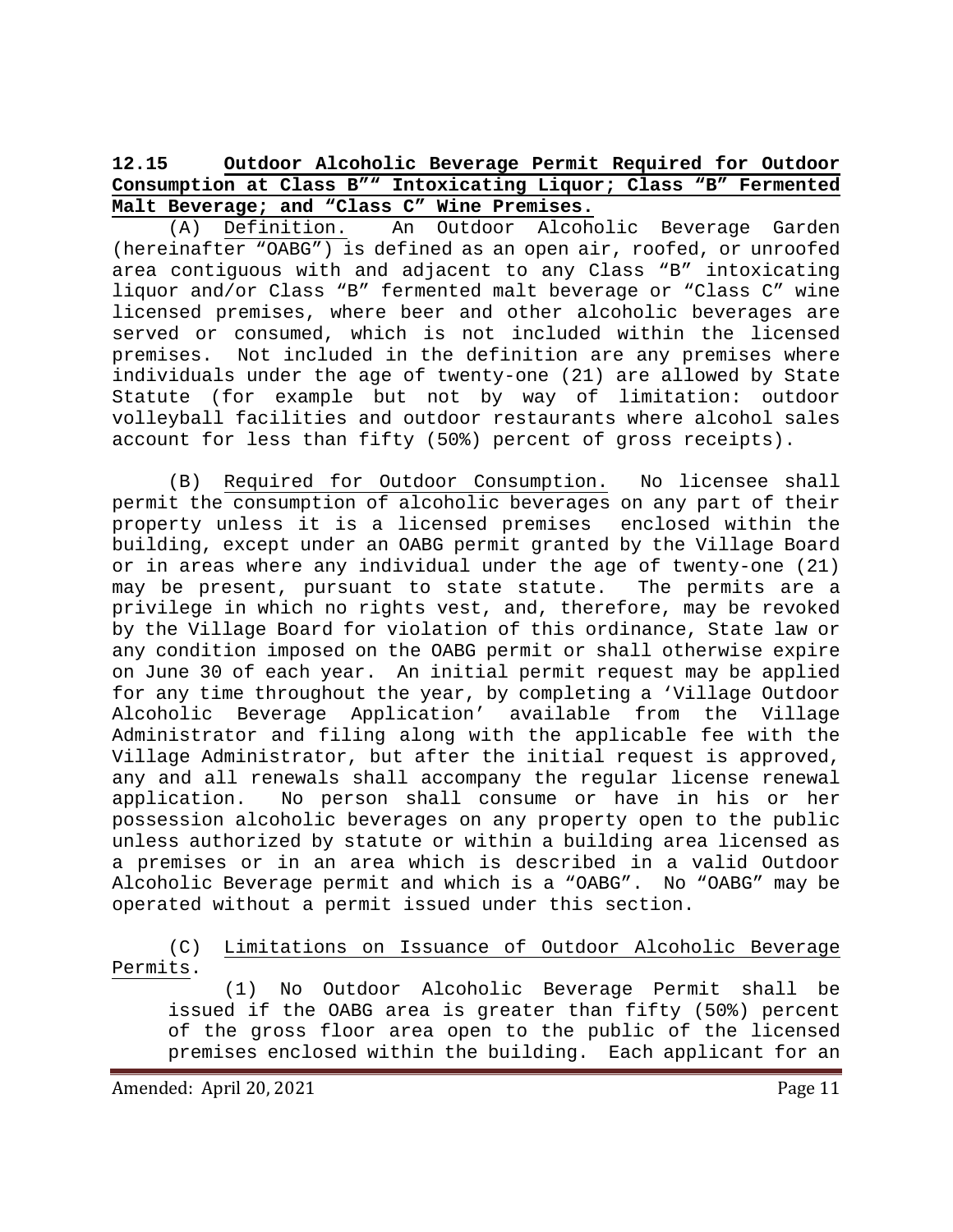**12.15 Outdoor Alcoholic Beverage Permit Required for Outdoor Consumption at Class B"" Intoxicating Liquor; Class "B" Fermented Malt Beverage; and "Class C" Wine Premises.**

(A) Definition. An Outdoor Alcoholic Beverage Garden (hereinafter "OABG") is defined as an open air, roofed, or unroofed area contiguous with and adjacent to any Class "B" intoxicating liquor and/or Class "B" fermented malt beverage or "Class C" wine licensed premises, where beer and other alcoholic beverages are served or consumed, which is not included within the licensed premises. Not included in the definition are any premises where individuals under the age of twenty-one (21) are allowed by State Statute (for example but not by way of limitation: outdoor volleyball facilities and outdoor restaurants where alcohol sales account for less than fifty (50%) percent of gross receipts).

(B) Required for Outdoor Consumption. No licensee shall permit the consumption of alcoholic beverages on any part of their property unless it is a licensed premises enclosed within the building, except under an OABG permit granted by the Village Board or in areas where any individual under the age of twenty-one (21) may be present, pursuant to state statute. The permits are a privilege in which no rights vest, and, therefore, may be revoked by the Village Board for violation of this ordinance, State law or any condition imposed on the OABG permit or shall otherwise expire on June 30 of each year. An initial permit request may be applied for any time throughout the year, by completing a 'Village Outdoor Alcoholic Beverage Application' available from the Village Administrator and filing along with the applicable fee with the Village Administrator, but after the initial request is approved, any and all renewals shall accompany the regular license renewal application. No person shall consume or have in his or her possession alcoholic beverages on any property open to the public unless authorized by statute or within a building area licensed as a premises or in an area which is described in a valid Outdoor Alcoholic Beverage permit and which is a "OABG". No "OABG" may be operated without a permit issued under this section.

(C) Limitations on Issuance of Outdoor Alcoholic Beverage Permits.

(1) No Outdoor Alcoholic Beverage Permit shall be issued if the OABG area is greater than fifty (50%) percent of the gross floor area open to the public of the licensed premises enclosed within the building. Each applicant for an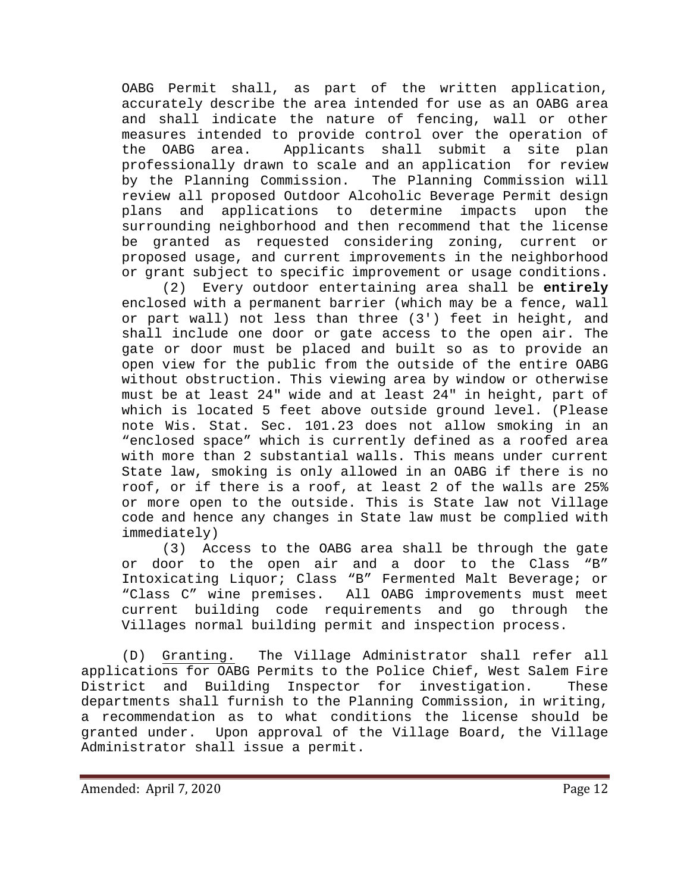OABG Permit shall, as part of the written application, accurately describe the area intended for use as an OABG area and shall indicate the nature of fencing, wall or other measures intended to provide control over the operation of the OABG area. Applicants shall submit a site plan professionally drawn to scale and an application for review by the Planning Commission. The Planning Commission will review all proposed Outdoor Alcoholic Beverage Permit design plans and applications to determine impacts upon the surrounding neighborhood and then recommend that the license be granted as requested considering zoning, current or proposed usage, and current improvements in the neighborhood or grant subject to specific improvement or usage conditions.

(2) Every outdoor entertaining area shall be **entirely** enclosed with a permanent barrier (which may be a fence, wall or part wall) not less than three (3') feet in height, and shall include one door or gate access to the open air. The gate or door must be placed and built so as to provide an open view for the public from the outside of the entire OABG without obstruction. This viewing area by window or otherwise must be at least 24" wide and at least 24" in height, part of which is located 5 feet above outside ground level. (Please note Wis. Stat. Sec. 101.23 does not allow smoking in an "enclosed space" which is currently defined as a roofed area with more than 2 substantial walls. This means under current State law, smoking is only allowed in an OABG if there is no roof, or if there is a roof, at least 2 of the walls are 25% or more open to the outside. This is State law not Village code and hence any changes in State law must be complied with immediately)

(3) Access to the OABG area shall be through the gate or door to the open air and a door to the Class "B" Intoxicating Liquor; Class "B" Fermented Malt Beverage; or "Class C" wine premises. All OABG improvements must meet current building code requirements and go through the Villages normal building permit and inspection process.

(D) Granting. The Village Administrator shall refer all applications for OABG Permits to the Police Chief, West Salem Fire District and Building Inspector for investigation. These departments shall furnish to the Planning Commission, in writing, a recommendation as to what conditions the license should be granted under. Upon approval of the Village Board, the Village Administrator shall issue a permit.

Amended: April 7, 2020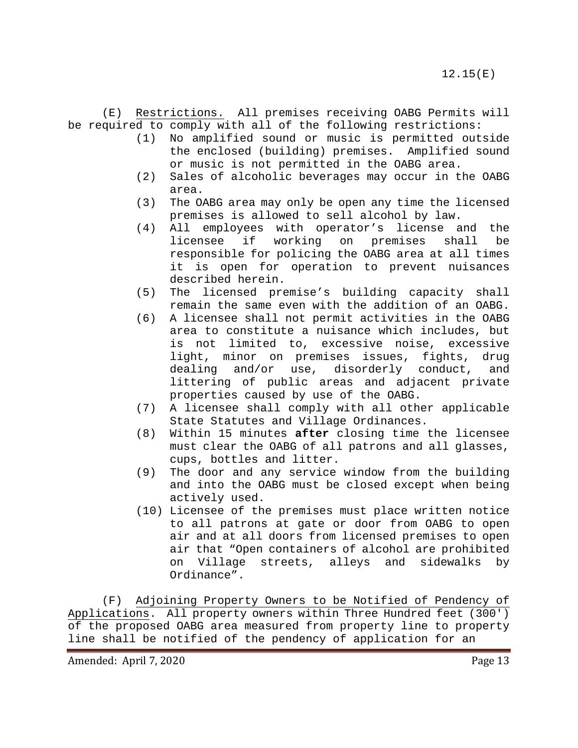(E) Restrictions. All premises receiving OABG Permits will be required to comply with all of the following restrictions:

(1) No amplified sound or music is permitted outside the enclosed (building) premises. Amplified sound or music is not permitted in the OABG area.

(2) Sales of alcoholic beverages may occur in the OABG area.

(3) The OABG area may only be open any time the licensed premises is allowed to sell alcohol by law.

(4) All employees with operator's license and the licensee if working on premises shall be responsible for policing the OABG area at all times it is open for operation to prevent nuisances described herein.

(5) The licensed premise's building capacity shall remain the same even with the addition of an OABG.

(6) A licensee shall not permit activities in the OABG area to constitute a nuisance which includes, but is not limited to, excessive noise, excessive light, minor on premises issues, fights, drug dealing and/or use, disorderly conduct, and littering of public areas and adjacent private properties caused by use of the OABG.

(7) A licensee shall comply with all other applicable State Statutes and Village Ordinances.

(8) Within 15 minutes **after** closing time the licensee must clear the OABG of all patrons and all glasses, cups, bottles and litter.

(9) The door and any service window from the building and into the OABG must be closed except when being actively used.

(10) Licensee of the premises must place written notice to all patrons at gate or door from OABG to open air and at all doors from licensed premises to open air that "Open containers of alcohol are prohibited on Village streets, alleys and sidewalks by Ordinance".

(F) Adjoining Property Owners to be Notified of Pendency of Applications. All property owners within Three Hundred feet (300') of the proposed OABG area measured from property line to property line shall be notified of the pendency of application for an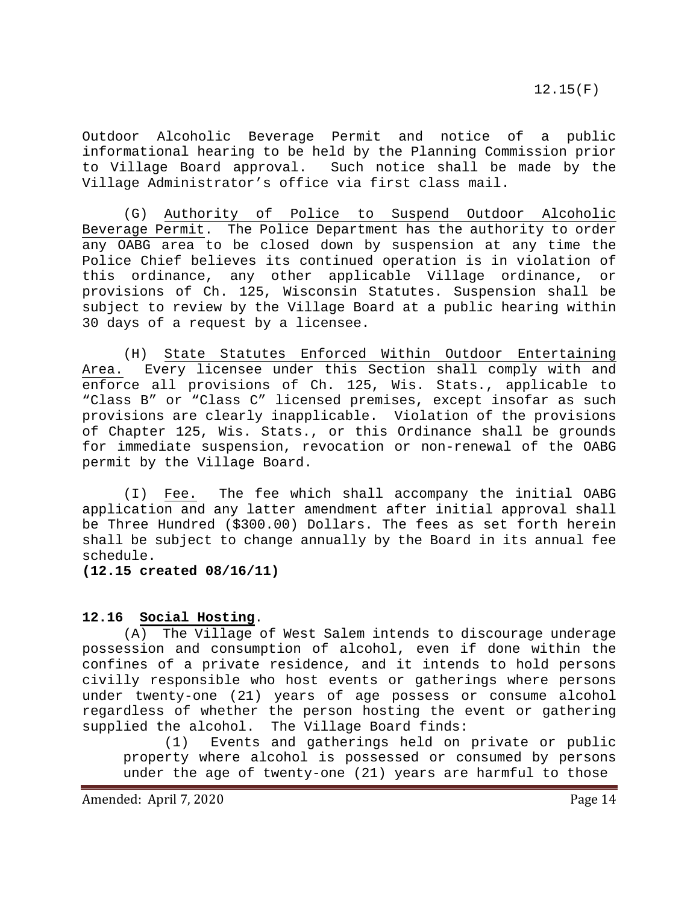Outdoor Alcoholic Beverage Permit and notice of a public informational hearing to be held by the Planning Commission prior to Village Board approval. Such notice shall be made by the Village Administrator's office via first class mail.

(G) Authority of Police to Suspend Outdoor Alcoholic Beverage Permit. The Police Department has the authority to order any OABG area to be closed down by suspension at any time the Police Chief believes its continued operation is in violation of this ordinance, any other applicable Village ordinance, or provisions of Ch. 125, Wisconsin Statutes. Suspension shall be subject to review by the Village Board at a public hearing within 30 days of a request by a licensee.

(H) State Statutes Enforced Within Outdoor Entertaining Area. Every licensee under this Section shall comply with and enforce all provisions of Ch. 125, Wis. Stats., applicable to "Class B" or "Class C" licensed premises, except insofar as such provisions are clearly inapplicable. Violation of the provisions of Chapter 125, Wis. Stats., or this Ordinance shall be grounds for immediate suspension, revocation or non-renewal of the OABG permit by the Village Board.

(I) Fee. The fee which shall accompany the initial OABG application and any latter amendment after initial approval shall be Three Hundred ($300.00) Dollars. The fees as set forth herein shall be subject to change annually by the Board in its annual fee schedule.

**(12.15 created 08/16/11)**

**12.16 Social Hosting**.

(A) The Village of West Salem intends to discourage underage possession and consumption of alcohol, even if done within the confines of a private residence, and it intends to hold persons civilly responsible who host events or gatherings where persons under twenty-one (21) years of age possess or consume alcohol regardless of whether the person hosting the event or gathering supplied the alcohol. The Village Board finds:

(1) Events and gatherings held on private or public property where alcohol is possessed or consumed by persons under the age of twenty-one (21) years are harmful to those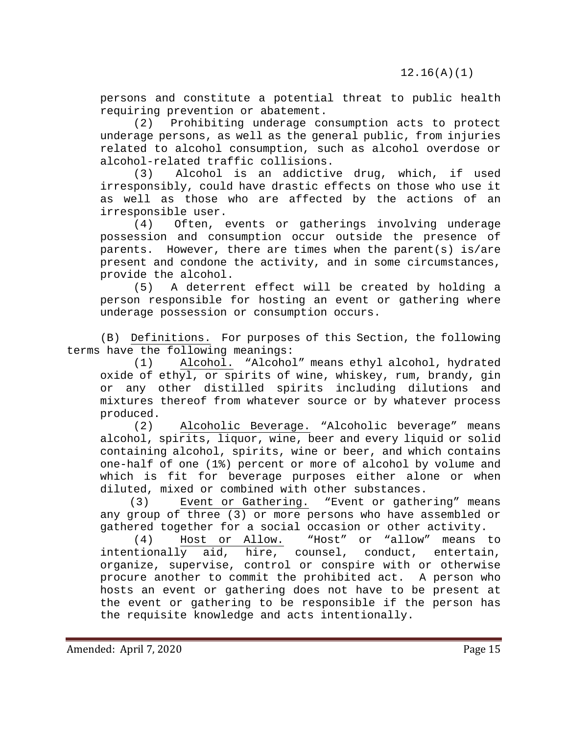persons and constitute a potential threat to public health requiring prevention or abatement.

(2) Prohibiting underage consumption acts to protect underage persons, as well as the general public, from injuries related to alcohol consumption, such as alcohol overdose or alcohol-related traffic collisions.

(3) Alcohol is an addictive drug, which, if used irresponsibly, could have drastic effects on those who use it as well as those who are affected by the actions of an irresponsible user.

(4) Often, events or gatherings involving underage possession and consumption occur outside the presence of parents. However, there are times when the parent(s) is/are present and condone the activity, and in some circumstances, provide the alcohol.

(5) A deterrent effect will be created by holding a person responsible for hosting an event or gathering where underage possession or consumption occurs.

(B) Definitions. For purposes of this Section, the following terms have the following meanings:

(1) Alcohol. "Alcohol" means ethyl alcohol, hydrated oxide of ethyl, or spirits of wine, whiskey, rum, brandy, gin or any other distilled spirits including dilutions and mixtures thereof from whatever source or by whatever process produced.

(2) Alcoholic Beverage. "Alcoholic beverage" means alcohol, spirits, liquor, wine, beer and every liquid or solid containing alcohol, spirits, wine or beer, and which contains one-half of one (1%) percent or more of alcohol by volume and which is fit for beverage purposes either alone or when diluted, mixed or combined with other substances.

(3) Event or Gathering. "Event or gathering" means any group of three (3) or more persons who have assembled or gathered together for a social occasion or other activity.

(4) Host or Allow. "Host" or "allow" means to intentionally aid, hire, counsel, conduct, entertain, organize, supervise, control or conspire with or otherwise procure another to commit the prohibited act. A person who hosts an event or gathering does not have to be present at the event or gathering to be responsible if the person has the requisite knowledge and acts intentionally.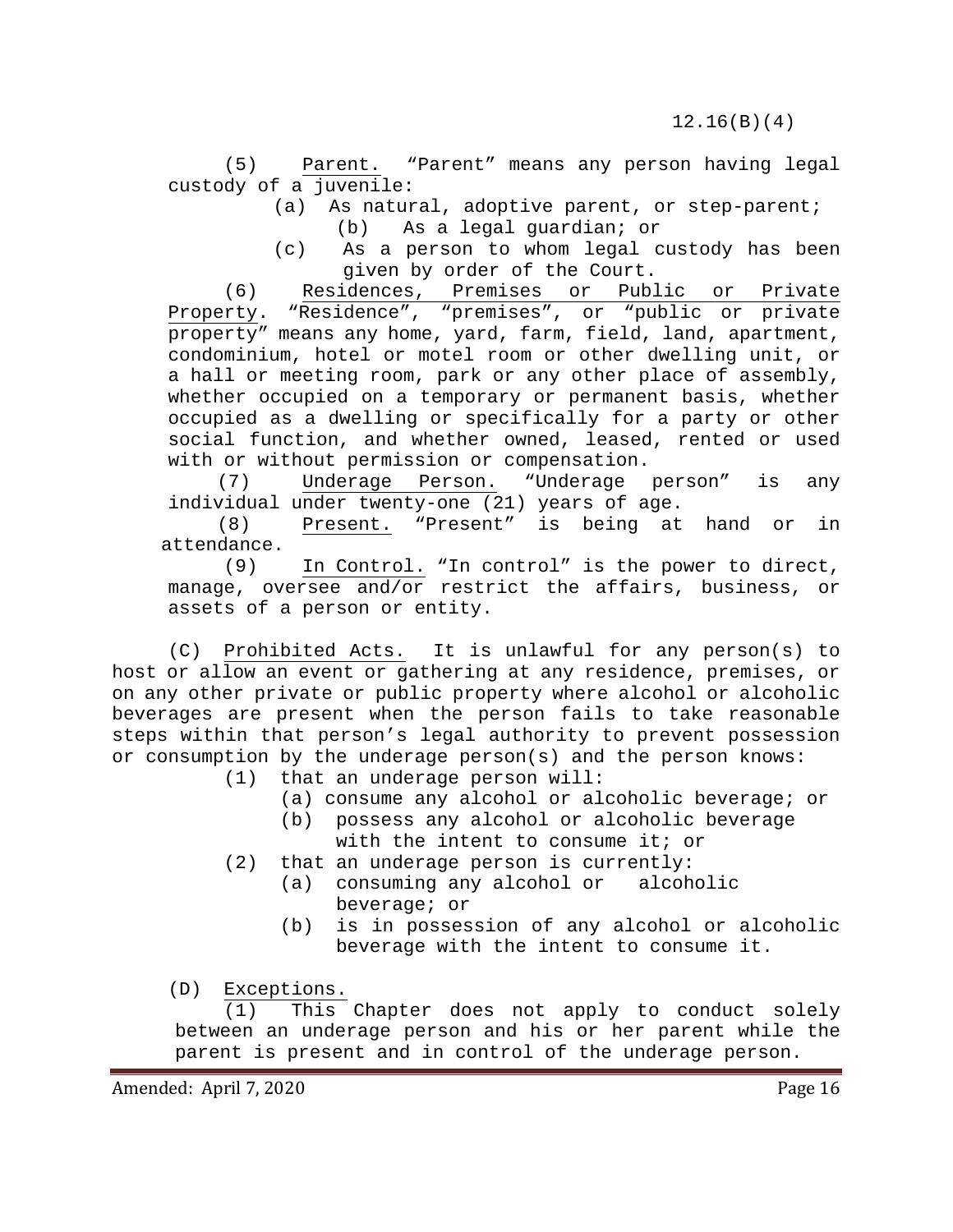(5) Parent. "Parent" means any person having legal custody of a juvenile:

(a) As natural, adoptive parent, or step-parent;

(b) As a legal guardian; or

(c) As a person to whom legal custody has been given by order of the Court.

(6) Residences, Premises or Public or Private Property. "Residence", "premises", or "public or private property" means any home, yard, farm, field, land, apartment, condominium, hotel or motel room or other dwelling unit, or a hall or meeting room, park or any other place of assembly, whether occupied on a temporary or permanent basis, whether occupied as a dwelling or specifically for a party or other social function, and whether owned, leased, rented or used with or without permission or compensation.

(7) Underage Person. "Underage person" is any individual under twenty-one (21) years of age.

(8) Present. "Present" is being at hand or in attendance.

(9) In Control. "In control" is the power to direct, manage, oversee and/or restrict the affairs, business, or assets of a person or entity.

(C) Prohibited Acts. It is unlawful for any person(s) to host or allow an event or gathering at any residence, premises, or on any other private or public property where alcohol or alcoholic beverages are present when the person fails to take reasonable steps within that person's legal authority to prevent possession or consumption by the underage person(s) and the person knows:

(1) that an underage person will:

(a) consume any alcohol or alcoholic beverage; or

(b) possess any alcohol or alcoholic beverage with the intent to consume it; or

(2) that an underage person is currently:

(a) consuming any alcohol or alcoholic beverage; or

(b) is in possession of any alcohol or alcoholic beverage with the intent to consume it.

(D) Exceptions.

(1) This Chapter does not apply to conduct solely between an underage person and his or her parent while the parent is present and in control of the underage person.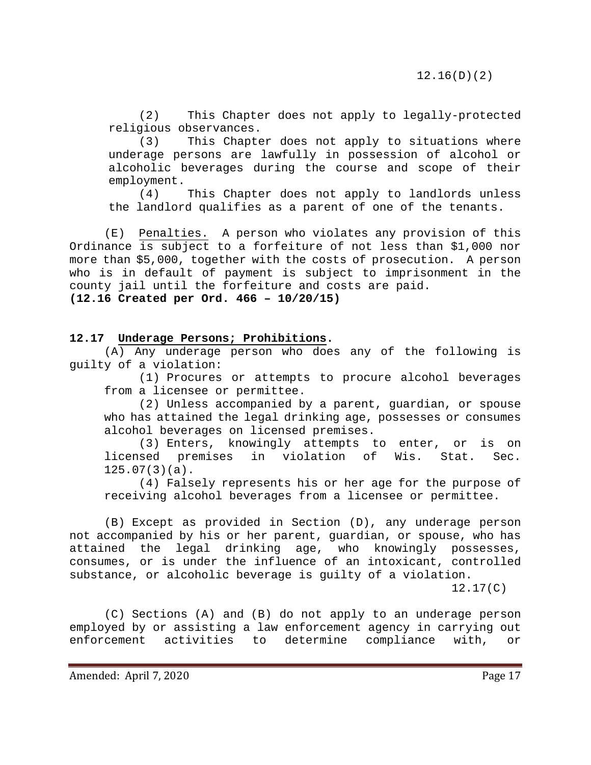(2) This Chapter does not apply to legally-protected religious observances.

(3) This Chapter does not apply to situations where underage persons are lawfully in possession of alcohol or alcoholic beverages during the course and scope of their employment.

(4) This Chapter does not apply to landlords unless the landlord qualifies as a parent of one of the tenants.

(E) Penalties. A person who violates any provision of this Ordinance is subject to a forfeiture of not less than $1,000 nor more than $5,000, together with the costs of prosecution. A person who is in default of payment is subject to imprisonment in the county jail until the forfeiture and costs are paid.

**(12.16 Created per Ord. 466 – 10/20/15)**

**12.17 Underage Persons; Prohibitions.**

(A) Any underage person who does any of the following is guilty of a violation:

(1) Procures or attempts to procure alcohol beverages from a licensee or permittee.

(2) Unless accompanied by a parent, guardian, or spouse who has attained the legal drinking age, possesses or consumes alcohol beverages on licensed premises.

(3) Enters, knowingly attempts to enter, or is on licensed premises in violation of Wis. Stat. Sec. 125.07(3)(a).

(4) Falsely represents his or her age for the purpose of receiving alcohol beverages from a licensee or permittee.

(B) Except as provided in Section (D), any underage person not accompanied by his or her parent, guardian, or spouse, who has attained the legal drinking age, who knowingly possesses, consumes, or is under the influence of an intoxicant, controlled substance, or alcoholic beverage is guilty of a violation.

(C) Sections (A) and (B) do not apply to an underage person employed by or assisting a law enforcement agency in carrying out enforcement activities to determine compliance with, or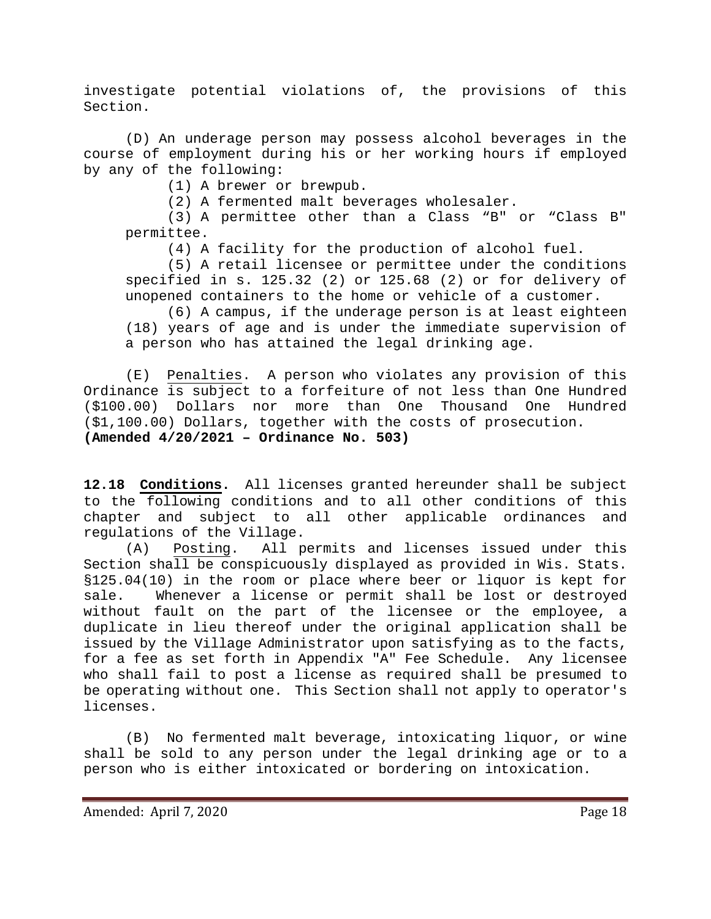investigate potential violations of, the provisions of this Section.

(D) An underage person may possess alcohol beverages in the course of employment during his or her working hours if employed by any of the following:

(1) A brewer or brewpub.

(2) A fermented malt beverages wholesaler.

(3) A permittee other than a Class "B" or "Class B" permittee.

(4) A facility for the production of alcohol fuel.

(5) A retail licensee or permittee under the conditions specified in s. 125.32 (2) or 125.68 (2) or for delivery of unopened containers to the home or vehicle of a customer.

(6) A campus, if the underage person is at least eighteen (18) years of age and is under the immediate supervision of a person who has attained the legal drinking age.

(E) Penalties. A person who violates any provision of this Ordinance is subject to a forfeiture of not less than One Hundred ($100.00) Dollars nor more than One Thousand One Hundred ($1,100.00) Dollars, together with the costs of prosecution.
**(Amended 4/20/2021 – Ordinance No. 503)**

**12.18 Conditions.** All licenses granted hereunder shall be subject to the following conditions and to all other conditions of this chapter and subject to all other applicable ordinances and regulations of the Village.

(A) Posting. All permits and licenses issued under this Section shall be conspicuously displayed as provided in Wis. Stats. §125.04(10) in the room or place where beer or liquor is kept for sale. Whenever a license or permit shall be lost or destroyed without fault on the part of the licensee or the employee, a duplicate in lieu thereof under the original application shall be issued by the Village Administrator upon satisfying as to the facts, for a fee as set forth in Appendix "A" Fee Schedule. Any licensee who shall fail to post a license as required shall be presumed to be operating without one. This Section shall not apply to operator's licenses.

(B) No fermented malt beverage, intoxicating liquor, or wine shall be sold to any person under the legal drinking age or to a person who is either intoxicated or bordering on intoxication.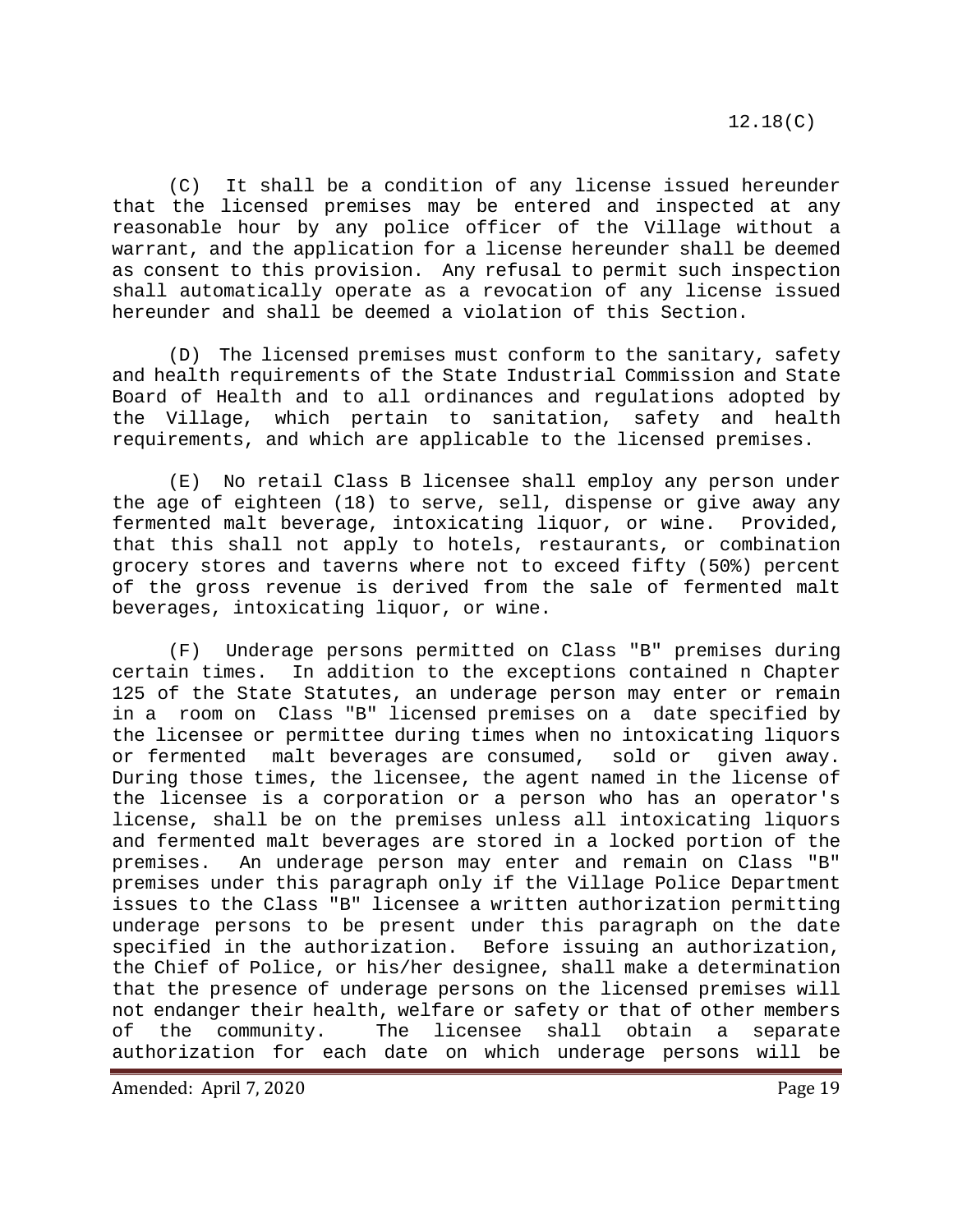(C) It shall be a condition of any license issued hereunder that the licensed premises may be entered and inspected at any reasonable hour by any police officer of the Village without a warrant, and the application for a license hereunder shall be deemed as consent to this provision. Any refusal to permit such inspection shall automatically operate as a revocation of any license issued hereunder and shall be deemed a violation of this Section.

(D) The licensed premises must conform to the sanitary, safety and health requirements of the State Industrial Commission and State Board of Health and to all ordinances and regulations adopted by the Village, which pertain to sanitation, safety and health requirements, and which are applicable to the licensed premises.

(E) No retail Class B licensee shall employ any person under the age of eighteen (18) to serve, sell, dispense or give away any fermented malt beverage, intoxicating liquor, or wine. Provided, that this shall not apply to hotels, restaurants, or combination grocery stores and taverns where not to exceed fifty (50%) percent of the gross revenue is derived from the sale of fermented malt beverages, intoxicating liquor, or wine.

(F) Underage persons permitted on Class "B" premises during certain times. In addition to the exceptions contained n Chapter 125 of the State Statutes, an underage person may enter or remain in a room on Class "B" licensed premises on a date specified by the licensee or permittee during times when no intoxicating liquors or fermented malt beverages are consumed, sold or given away. During those times, the licensee, the agent named in the license of the licensee is a corporation or a person who has an operator's license, shall be on the premises unless all intoxicating liquors and fermented malt beverages are stored in a locked portion of the premises. An underage person may enter and remain on Class "B" premises under this paragraph only if the Village Police Department issues to the Class "B" licensee a written authorization permitting underage persons to be present under this paragraph on the date specified in the authorization. Before issuing an authorization, the Chief of Police, or his/her designee, shall make a determination that the presence of underage persons on the licensed premises will not endanger their health, welfare or safety or that of other members of the community. The licensee shall obtain a separate authorization for each date on which underage persons will be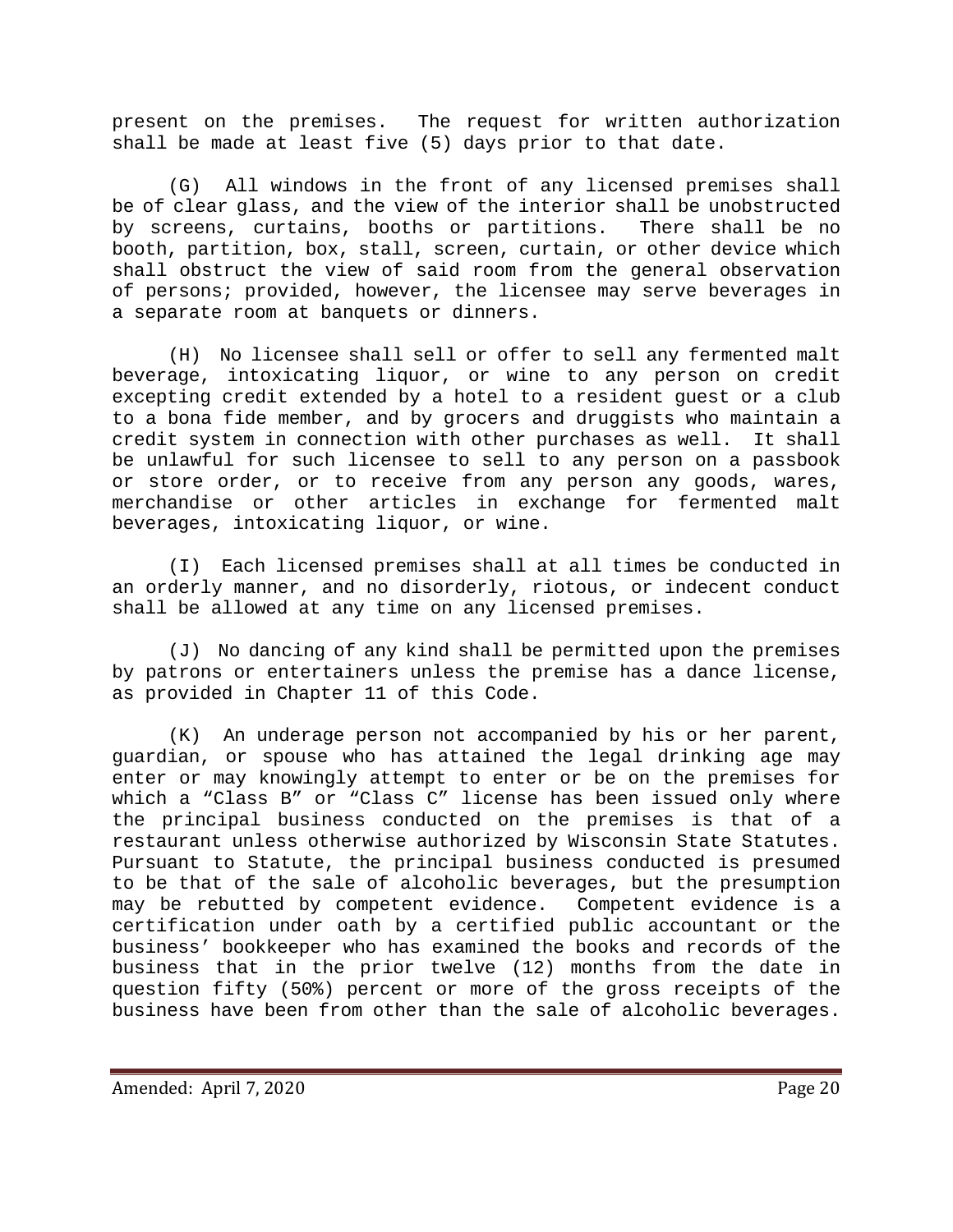present on the premises. The request for written authorization shall be made at least five (5) days prior to that date.

(G) All windows in the front of any licensed premises shall be of clear glass, and the view of the interior shall be unobstructed by screens, curtains, booths or partitions. There shall be no booth, partition, box, stall, screen, curtain, or other device which shall obstruct the view of said room from the general observation of persons; provided, however, the licensee may serve beverages in a separate room at banquets or dinners.

(H) No licensee shall sell or offer to sell any fermented malt beverage, intoxicating liquor, or wine to any person on credit excepting credit extended by a hotel to a resident guest or a club to a bona fide member, and by grocers and druggists who maintain a credit system in connection with other purchases as well. It shall be unlawful for such licensee to sell to any person on a passbook or store order, or to receive from any person any goods, wares, merchandise or other articles in exchange for fermented malt beverages, intoxicating liquor, or wine.

(I) Each licensed premises shall at all times be conducted in an orderly manner, and no disorderly, riotous, or indecent conduct shall be allowed at any time on any licensed premises.

(J) No dancing of any kind shall be permitted upon the premises by patrons or entertainers unless the premise has a dance license, as provided in Chapter 11 of this Code.

(K) An underage person not accompanied by his or her parent, guardian, or spouse who has attained the legal drinking age may enter or may knowingly attempt to enter or be on the premises for which a "Class B" or "Class C" license has been issued only where the principal business conducted on the premises is that of a restaurant unless otherwise authorized by Wisconsin State Statutes. Pursuant to Statute, the principal business conducted is presumed to be that of the sale of alcoholic beverages, but the presumption may be rebutted by competent evidence. Competent evidence is a certification under oath by a certified public accountant or the business' bookkeeper who has examined the books and records of the business that in the prior twelve (12) months from the date in question fifty (50%) percent or more of the gross receipts of the business have been from other than the sale of alcoholic beverages.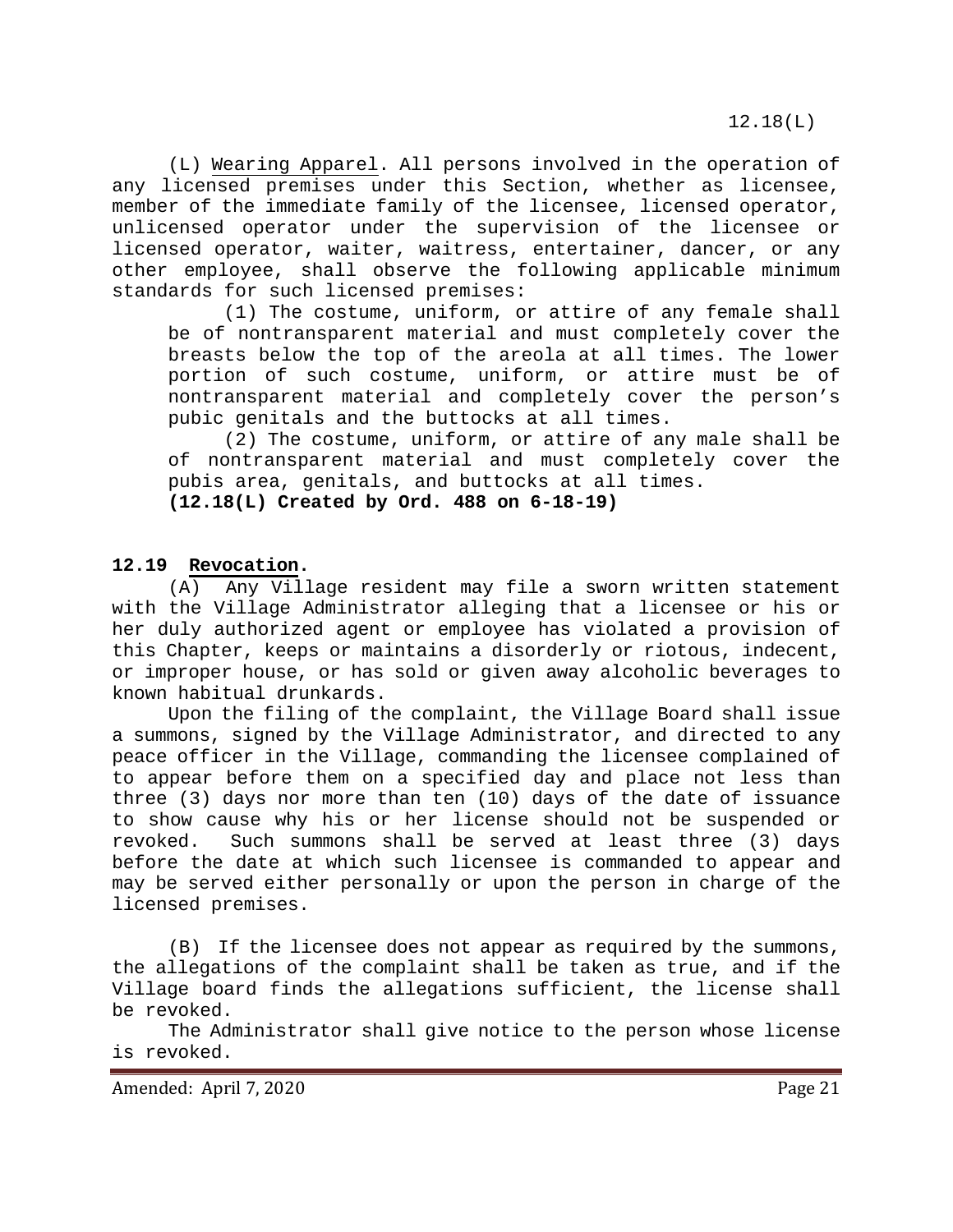(L) Wearing Apparel. All persons involved in the operation of any licensed premises under this Section, whether as licensee, member of the immediate family of the licensee, licensed operator, unlicensed operator under the supervision of the licensee or licensed operator, waiter, waitress, entertainer, dancer, or any other employee, shall observe the following applicable minimum standards for such licensed premises:

(1) The costume, uniform, or attire of any female shall be of nontransparent material and must completely cover the breasts below the top of the areola at all times. The lower portion of such costume, uniform, or attire must be of nontransparent material and completely cover the person's pubic genitals and the buttocks at all times.

(2) The costume, uniform, or attire of any male shall be of nontransparent material and must completely cover the pubis area, genitals, and buttocks at all times.

**(12.18(L) Created by Ord. 488 on 6-18-19)**

**12.19 Revocation.**

(A) Any Village resident may file a sworn written statement with the Village Administrator alleging that a licensee or his or her duly authorized agent or employee has violated a provision of this Chapter, keeps or maintains a disorderly or riotous, indecent, or improper house, or has sold or given away alcoholic beverages to known habitual drunkards.

Upon the filing of the complaint, the Village Board shall issue a summons, signed by the Village Administrator, and directed to any peace officer in the Village, commanding the licensee complained of to appear before them on a specified day and place not less than three (3) days nor more than ten (10) days of the date of issuance to show cause why his or her license should not be suspended or revoked. Such summons shall be served at least three (3) days before the date at which such licensee is commanded to appear and may be served either personally or upon the person in charge of the licensed premises.

(B) If the licensee does not appear as required by the summons, the allegations of the complaint shall be taken as true, and if the Village board finds the allegations sufficient, the license shall be revoked.

The Administrator shall give notice to the person whose license is revoked.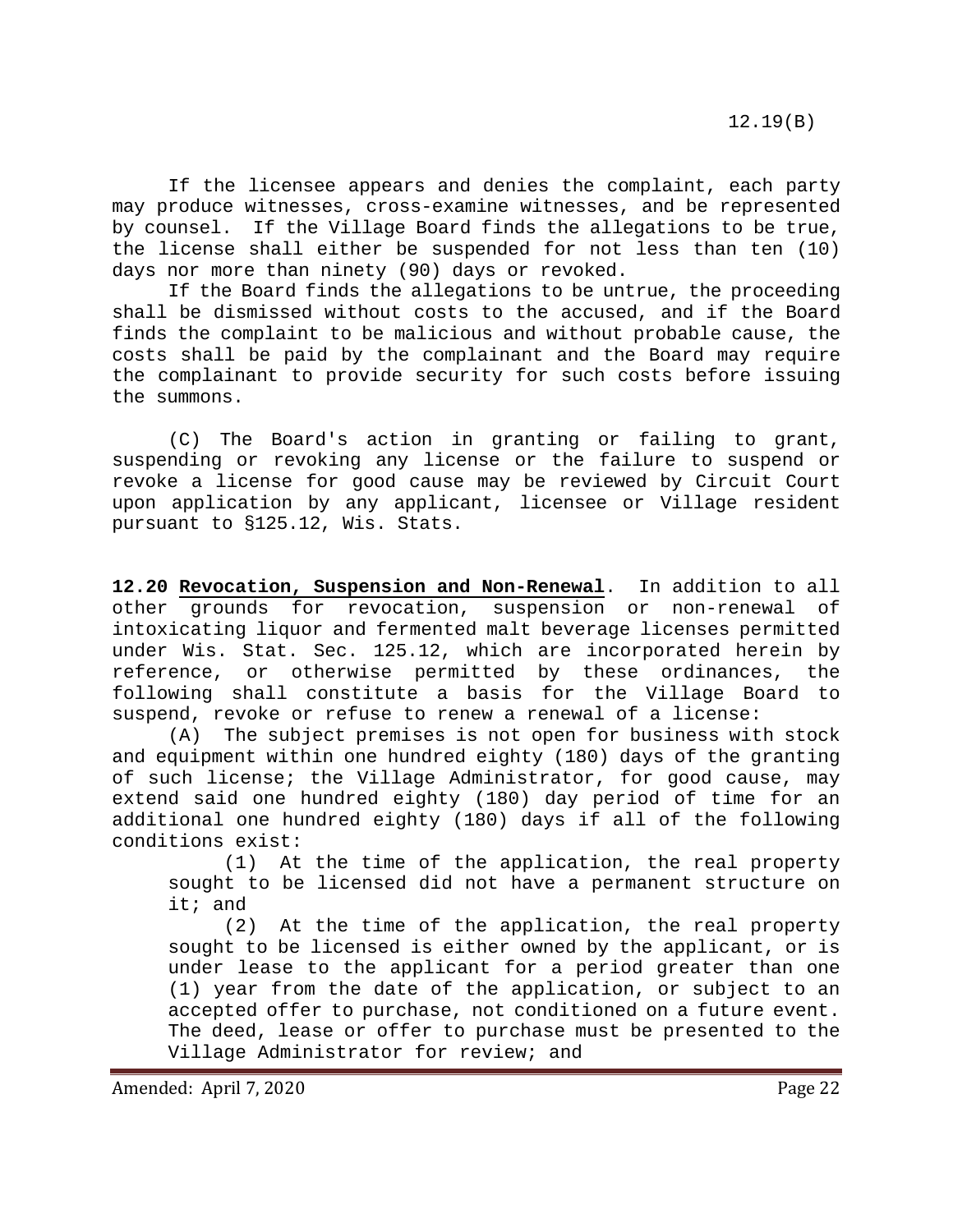If the licensee appears and denies the complaint, each party may produce witnesses, cross-examine witnesses, and be represented by counsel. If the Village Board finds the allegations to be true, the license shall either be suspended for not less than ten (10) days nor more than ninety (90) days or revoked.

If the Board finds the allegations to be untrue, the proceeding shall be dismissed without costs to the accused, and if the Board finds the complaint to be malicious and without probable cause, the costs shall be paid by the complainant and the Board may require the complainant to provide security for such costs before issuing the summons.

(C) The Board's action in granting or failing to grant, suspending or revoking any license or the failure to suspend or revoke a license for good cause may be reviewed by Circuit Court upon application by any applicant, licensee or Village resident pursuant to §125.12, Wis. Stats.

**12.20 Revocation, Suspension and Non-Renewal**. In addition to all other grounds for revocation, suspension or non-renewal of intoxicating liquor and fermented malt beverage licenses permitted under Wis. Stat. Sec. 125.12, which are incorporated herein by reference, or otherwise permitted by these ordinances, the following shall constitute a basis for the Village Board to suspend, revoke or refuse to renew a renewal of a license:

(A) The subject premises is not open for business with stock and equipment within one hundred eighty (180) days of the granting of such license; the Village Administrator, for good cause, may extend said one hundred eighty (180) day period of time for an additional one hundred eighty (180) days if all of the following conditions exist:

(1) At the time of the application, the real property sought to be licensed did not have a permanent structure on it; and

(2) At the time of the application, the real property sought to be licensed is either owned by the applicant, or is under lease to the applicant for a period greater than one (1) year from the date of the application, or subject to an accepted offer to purchase, not conditioned on a future event. The deed, lease or offer to purchase must be presented to the Village Administrator for review; and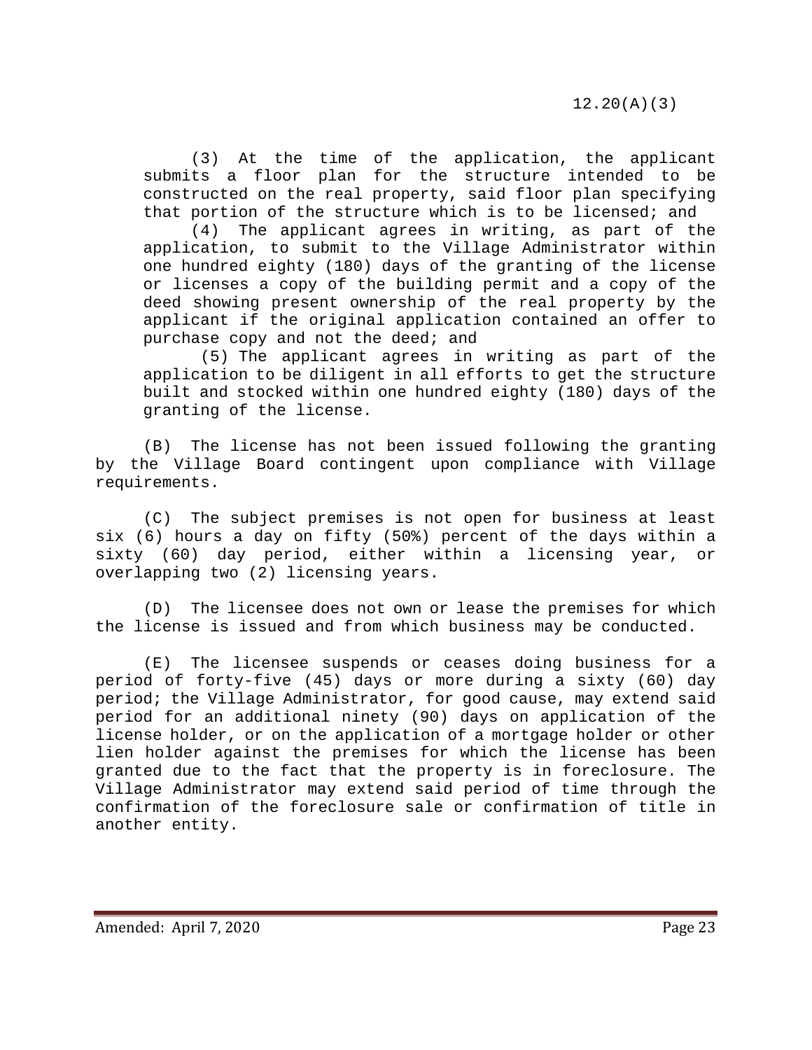(3) At the time of the application, the applicant submits a floor plan for the structure intended to be constructed on the real property, said floor plan specifying that portion of the structure which is to be licensed; and

(4) The applicant agrees in writing, as part of the application, to submit to the Village Administrator within one hundred eighty (180) days of the granting of the license or licenses a copy of the building permit and a copy of the deed showing present ownership of the real property by the applicant if the original application contained an offer to purchase copy and not the deed; and

(5) The applicant agrees in writing as part of the application to be diligent in all efforts to get the structure built and stocked within one hundred eighty (180) days of the granting of the license.

(B) The license has not been issued following the granting by the Village Board contingent upon compliance with Village requirements.

(C) The subject premises is not open for business at least six (6) hours a day on fifty (50%) percent of the days within a sixty (60) day period, either within a licensing year, or overlapping two (2) licensing years.

(D) The licensee does not own or lease the premises for which the license is issued and from which business may be conducted.

(E) The licensee suspends or ceases doing business for a period of forty-five (45) days or more during a sixty (60) day period; the Village Administrator, for good cause, may extend said period for an additional ninety (90) days on application of the license holder, or on the application of a mortgage holder or other lien holder against the premises for which the license has been granted due to the fact that the property is in foreclosure. The Village Administrator may extend said period of time through the confirmation of the foreclosure sale or confirmation of title in another entity.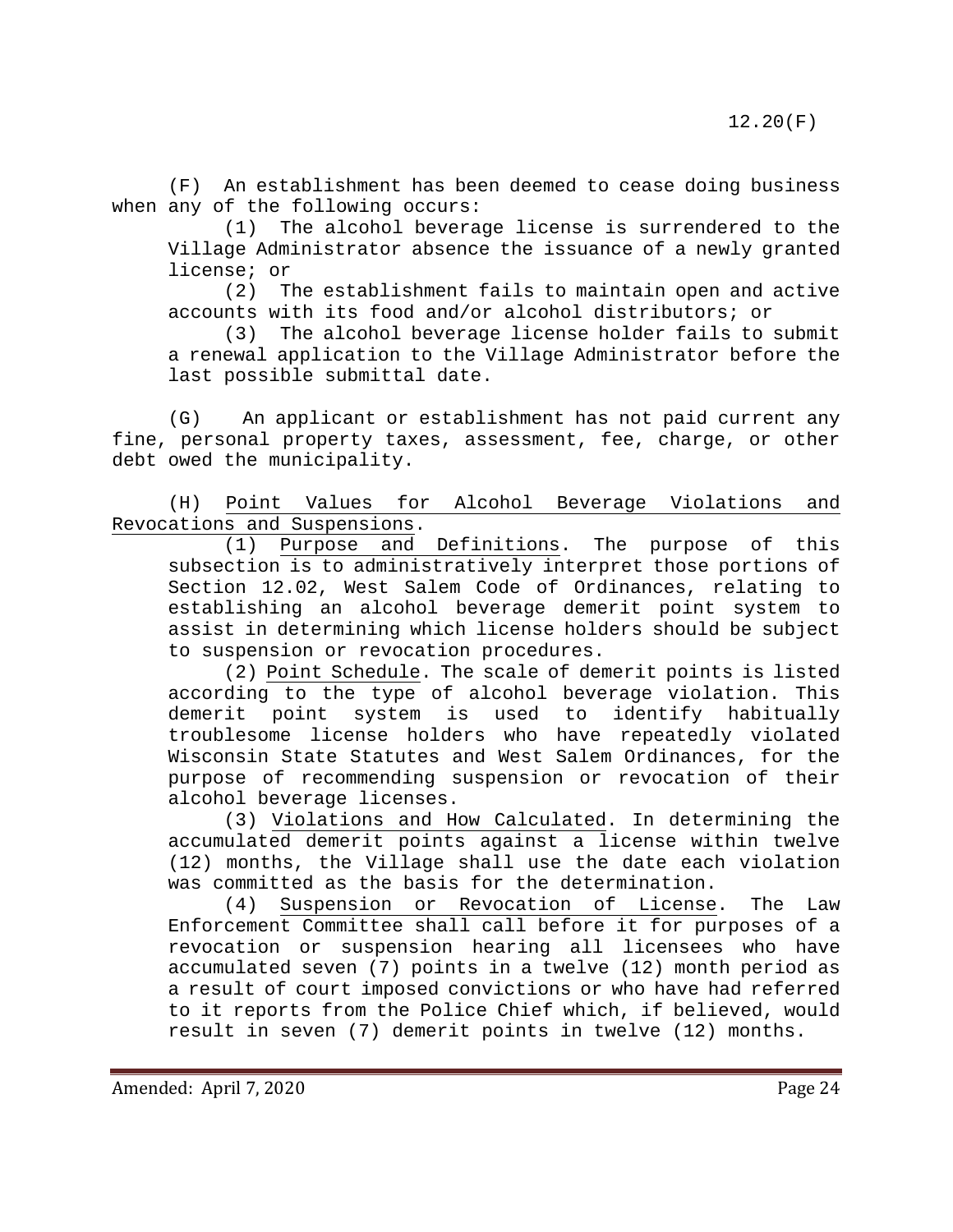(F) An establishment has been deemed to cease doing business when any of the following occurs:

(1) The alcohol beverage license is surrendered to the Village Administrator absence the issuance of a newly granted license; or

(2) The establishment fails to maintain open and active accounts with its food and/or alcohol distributors; or

(3) The alcohol beverage license holder fails to submit a renewal application to the Village Administrator before the last possible submittal date.

(G) An applicant or establishment has not paid current any fine, personal property taxes, assessment, fee, charge, or other debt owed the municipality.

(H) Point Values for Alcohol Beverage Violations and Revocations and Suspensions.

(1) Purpose and Definitions. The purpose of this subsection is to administratively interpret those portions of Section 12.02, West Salem Code of Ordinances, relating to establishing an alcohol beverage demerit point system to assist in determining which license holders should be subject to suspension or revocation procedures.

(2) Point Schedule. The scale of demerit points is listed according to the type of alcohol beverage violation. This demerit point system is used to identify habitually troublesome license holders who have repeatedly violated Wisconsin State Statutes and West Salem Ordinances, for the purpose of recommending suspension or revocation of their alcohol beverage licenses.

(3) Violations and How Calculated. In determining the accumulated demerit points against a license within twelve (12) months, the Village shall use the date each violation was committed as the basis for the determination.

(4) Suspension or Revocation of License. The Law Enforcement Committee shall call before it for purposes of a revocation or suspension hearing all licensees who have accumulated seven (7) points in a twelve (12) month period as a result of court imposed convictions or who have had referred to it reports from the Police Chief which, if believed, would result in seven (7) demerit points in twelve (12) months.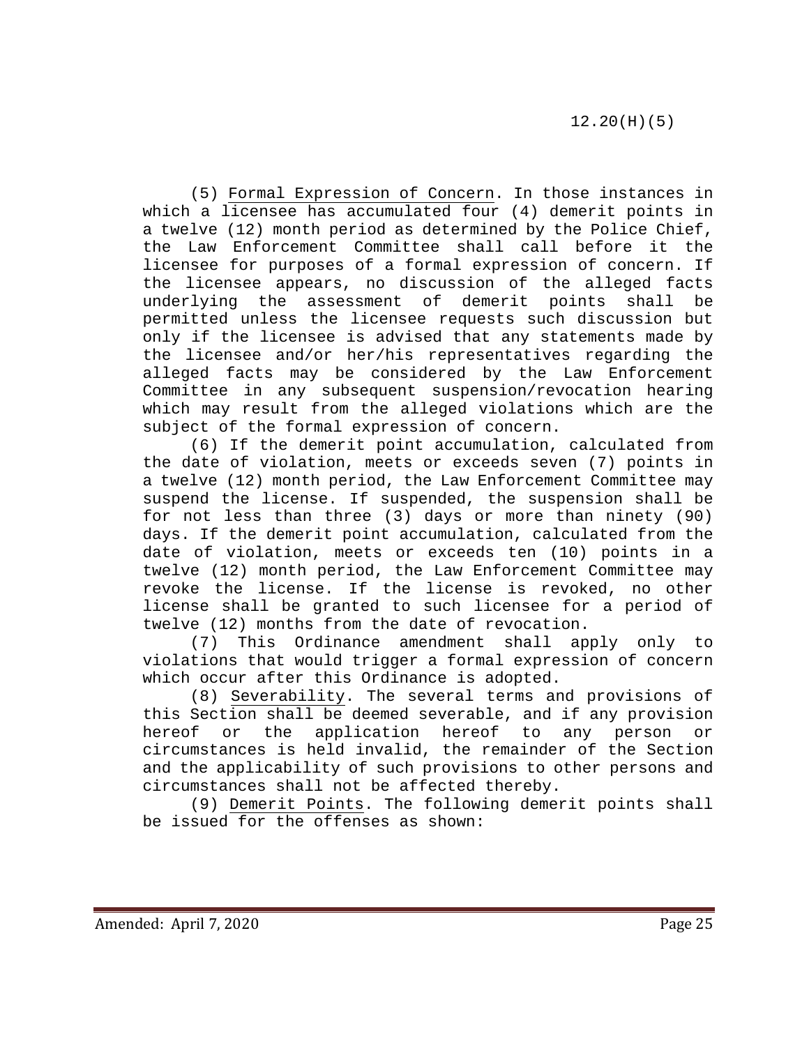(5) Formal Expression of Concern. In those instances in which a licensee has accumulated four (4) demerit points in a twelve (12) month period as determined by the Police Chief, the Law Enforcement Committee shall call before it the licensee for purposes of a formal expression of concern. If the licensee appears, no discussion of the alleged facts underlying the assessment of demerit points shall be permitted unless the licensee requests such discussion but only if the licensee is advised that any statements made by the licensee and/or her/his representatives regarding the alleged facts may be considered by the Law Enforcement Committee in any subsequent suspension/revocation hearing which may result from the alleged violations which are the subject of the formal expression of concern.

(6) If the demerit point accumulation, calculated from the date of violation, meets or exceeds seven (7) points in a twelve (12) month period, the Law Enforcement Committee may suspend the license. If suspended, the suspension shall be for not less than three (3) days or more than ninety (90) days. If the demerit point accumulation, calculated from the date of violation, meets exceeds ten (10) points in a twelve (12) month period, the Law Enforcement Committee may revoke the license. If the license is revoked, no other license shall be granted to such licensee for a period of twelve (12) months from the date of revocation.

(7) This Ordinance amendment shall apply only to violations that would trigger a formal expression of concern which occur after this Ordinance is adopted.

(8) Severability. The several terms and provisions of this Section shall be deemed severable, and if any provision hereof or the application hereof to any person or circumstances is held invalid, the remainder of the Section and the applicability of such provisions to other persons and circumstances shall not be affected thereby.

(9) Demerit Points. The following demerit points shall be issued for the offenses as shown: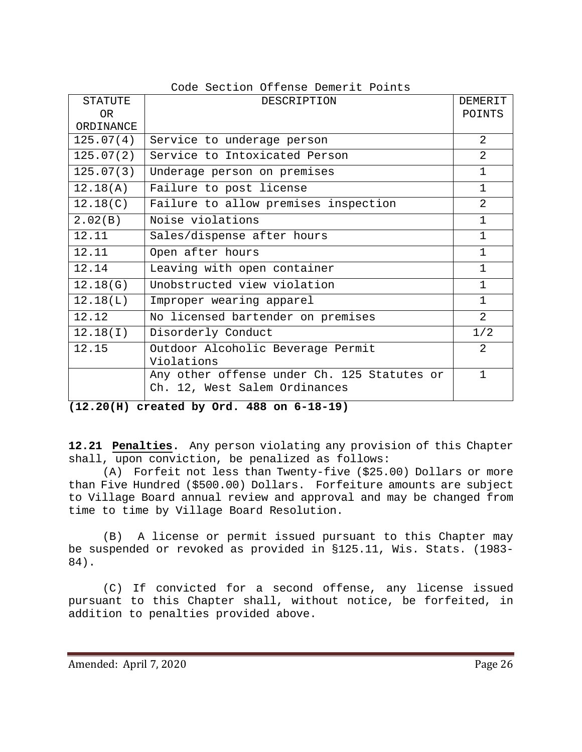Code Section Offense Demerit Points

| STATUTE OR ORDINANCE | DESCRIPTION | DEMERIT POINTS |
|---|---|---|
| 125.07(4) | Service to underage person | 2 |
| 125.07(2) | Service to Intoxicated Person | 2 |
| 125.07(3) | Underage person on premises | 1 |
| 12.18(A) | Failure to post license | 1 |
| 12.18(C) | Failure to allow premises inspection | 2 |
| 2.02(B) | Noise violations | 1 |
| 12.11 | Sales/dispense after hours | 1 |
| 12.11 | Open after hours | 1 |
| 12.14 | Leaving with open container | 1 |
| 12.18(G) | Unobstructed view violation | 1 |
| 12.18(L) | Improper wearing apparel | 1 |
| 12.12 | No licensed bartender on premises | 2 |
| 12.18(I) | Disorderly Conduct | 1/2 |
| 12.15 | Outdoor Alcoholic Beverage Permit Violations | 2 |
| | Any other offense under Ch. 125 Statutes or Ch. 12, West Salem Ordinances | 1 |

**(12.20(H) created by Ord. 488 on 6-18-19)**

**12.21 <u>Penalties</u>.** Any person violating any provision of this Chapter shall, upon conviction, be penalized as follows:

(A) Forfeit not less than Twenty-five ($25.00) Dollars or more than Five Hundred ($500.00) Dollars. Forfeiture amounts are subject to Village Board annual review and approval and may be changed from time to time by Village Board Resolution.

(B) A license or permit issued pursuant to this Chapter may be suspended or revoked as provided in §125.11, Wis. Stats. (1983-84).

(C) If convicted for a second offense, any license issued pursuant to this Chapter shall, without notice, be forfeited, in addition to penalties provided above.

Amended: April 7, 2020